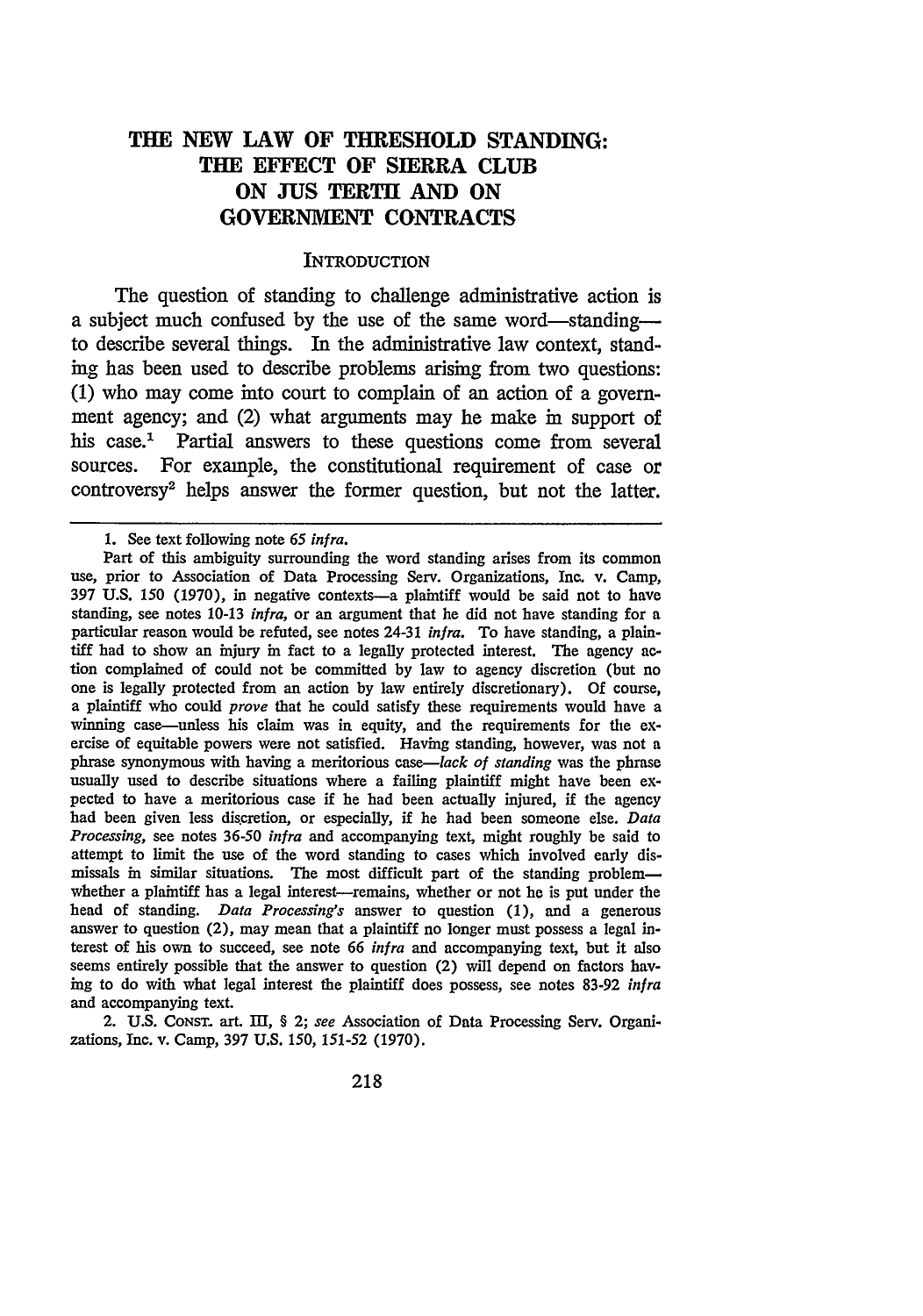# THE NEW LAW OF THRESHOLD STANDING: THE EFFECT OF SIERRA CLUB ON JUS TERTII AND ON GOVERNMENT CONTRACTS

## INTRODUCTION

The question of standing to challenge administrative action is a subject much confused by the use of the same word—standing—to describe several things. In the administrative law context, standing has been used to describe problems arising from two questions: (1) who may come into court to complain of an action of a government agency; and (2) what arguments may he make in support of his case.[1] Partial answers to these questions come from several sources. For example, the constitutional requirement of case or controversy[2] helps answer the former question, but not the latter.

---

1. See text following note 65 *infra*.

Part of this ambiguity surrounding the word standing arises from its common use, prior to Association of Data Processing Serv. Organizations, Inc. v. Camp, 397 U.S. 150 (1970), in negative contexts—a plaintiff would be said not to have standing, see notes 10-13 *infra*, or an argument that he did not have standing for a particular reason would be refuted, see notes 24-31 *infra*. To have standing, a plaintiff had to show an injury in fact to a legally protected interest. The agency action complained of could not be committed by law to agency discretion (but no one is legally protected from an action by law entirely discretionary). Of course, a plaintiff who could *prove* that he could satisfy these requirements would have a winning case—unless his claim was in equity, and the requirements for the exercise of equitable powers were not satisfied. Having standing, however, was not a phrase synonymous with having a meritorious case—*lack of standing* was the phrase usually used to describe situations where a failing plaintiff might have been expected to have a meritorious case if he had been actually injured, if the agency had been given less discretion, or especially, if he had been someone else. *Data Processing*, see notes 36-50 *infra* and accompanying text, might roughly be said to attempt to limit the use of the word standing to cases which involved early dismissals in similar situations. The most difficult part of the standing problem—whether a plaintiff has a legal interest—remains, whether or not he is put under the head of standing. *Data Processing's* answer to question (1), and a generous answer to question (2), may mean that a plaintiff no longer must possess a legal interest of his own to succeed, see note 66 *infra* and accompanying text, but it also seems entirely possible that the answer to question (2) will depend on factors having to do with what legal interest the plaintiff does possess, see notes 83-92 *infra* and accompanying text.

2. U.S. CONST. art. III, § 2; *see* Association of Data Processing Serv. Organizations, Inc. v. Camp, 397 U.S. 150, 151-52 (1970).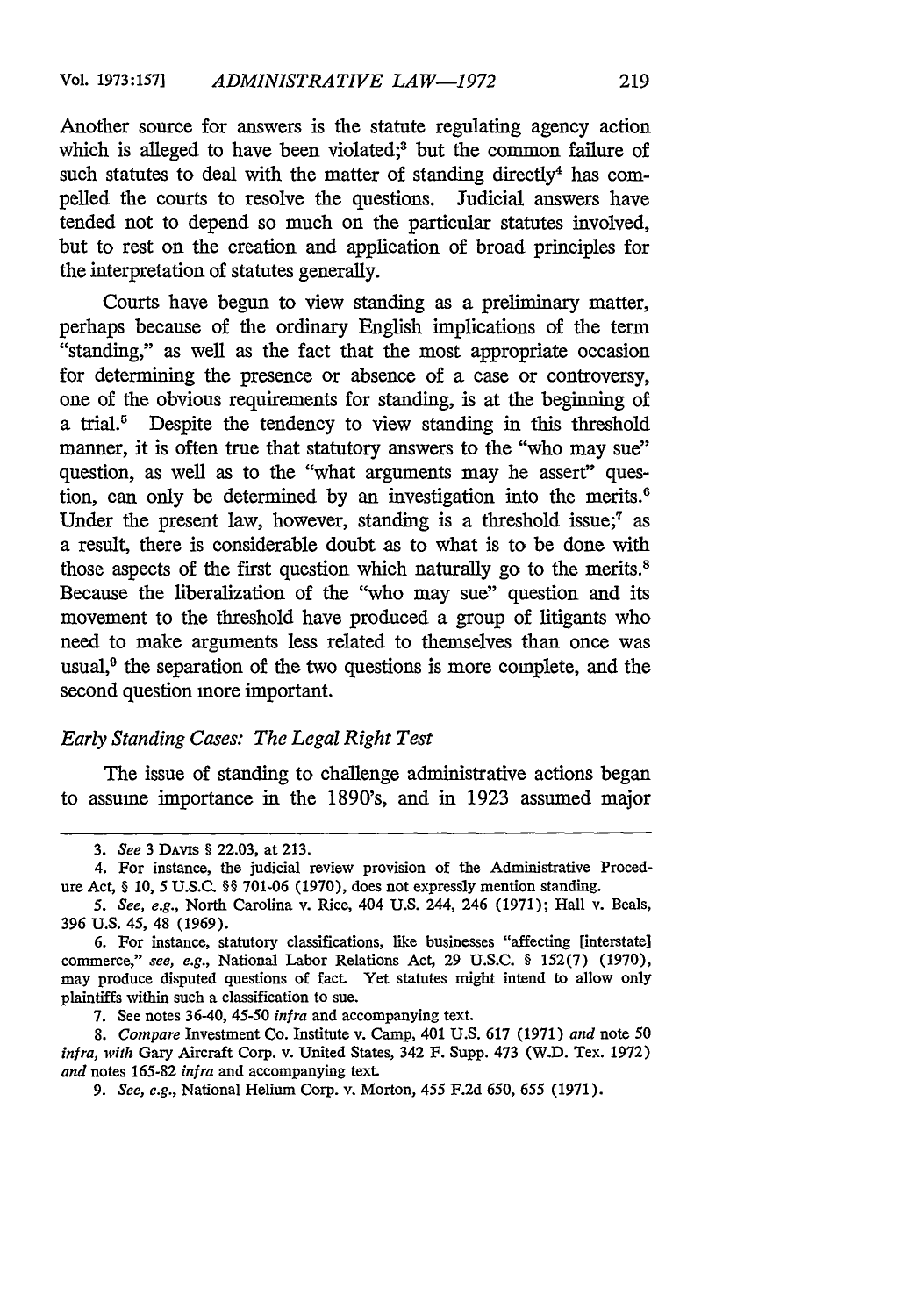Another source for answers is the statute regulating agency action which is alleged to have been violated;[3] but the common failure of such statutes to deal with the matter of standing directly[4] has compelled the courts to resolve the questions. Judicial answers have tended not to depend so much on the particular statutes involved, but to rest on the creation and application of broad principles for the interpretation of statutes generally.

Courts have begun to view standing as a preliminary matter, perhaps because of the ordinary English implications of the term "standing," as well as the fact that the most appropriate occasion for determining the presence or absence of a case or controversy, one of the obvious requirements for standing, is at the beginning of a trial.[5] Despite the tendency to view standing in this threshold manner, it is often true that statutory answers to the "who may sue" question, as well as to the "what arguments may he assert" question, can only be determined by an investigation into the merits.[6] Under the present law, however, standing is a threshold issue;[7] as a result, there is considerable doubt as to what is to be done with those aspects of the first question which naturally go to the merits.[8] Because the liberalization of the "who may sue" question and its movement to the threshold have produced a group of litigants who need to make arguments less related to themselves than once was usual,[9] the separation of the two questions is more complete, and the second question more important.

### *Early Standing Cases: The Legal Right Test*

The issue of standing to challenge administrative actions began to assume importance in the 1890's, and in 1923 assumed major

---

3. *See* 3 DAVIS § 22.03, at 213.

4. For instance, the judicial review provision of the Administrative Procedure Act, § 10, 5 U.S.C. §§ 701-06 (1970), does not expressly mention standing.

5. *See, e.g.*, North Carolina v. Rice, 404 U.S. 244, 246 (1971); Hall v. Beals, 396 U.S. 45, 48 (1969).

6. For instance, statutory classifications, like businesses "affecting [interstate] commerce," *see, e.g.*, National Labor Relations Act, 29 U.S.C. § 152(7) (1970), may produce disputed questions of fact. Yet statutes might intend to allow only plaintiffs within such a classification to sue.

7. See notes 36-40, 45-50 *infra* and accompanying text.

8. *Compare* Investment Co. Institute v. Camp, 401 U.S. 617 (1971) *and* note 50 *infra*, *with* Gary Aircraft Corp. v. United States, 342 F. Supp. 473 (W.D. Tex. 1972) *and* notes 165-82 *infra* and accompanying text.

9. *See, e.g.*, National Helium Corp. v. Morton, 455 F.2d 650, 655 (1971).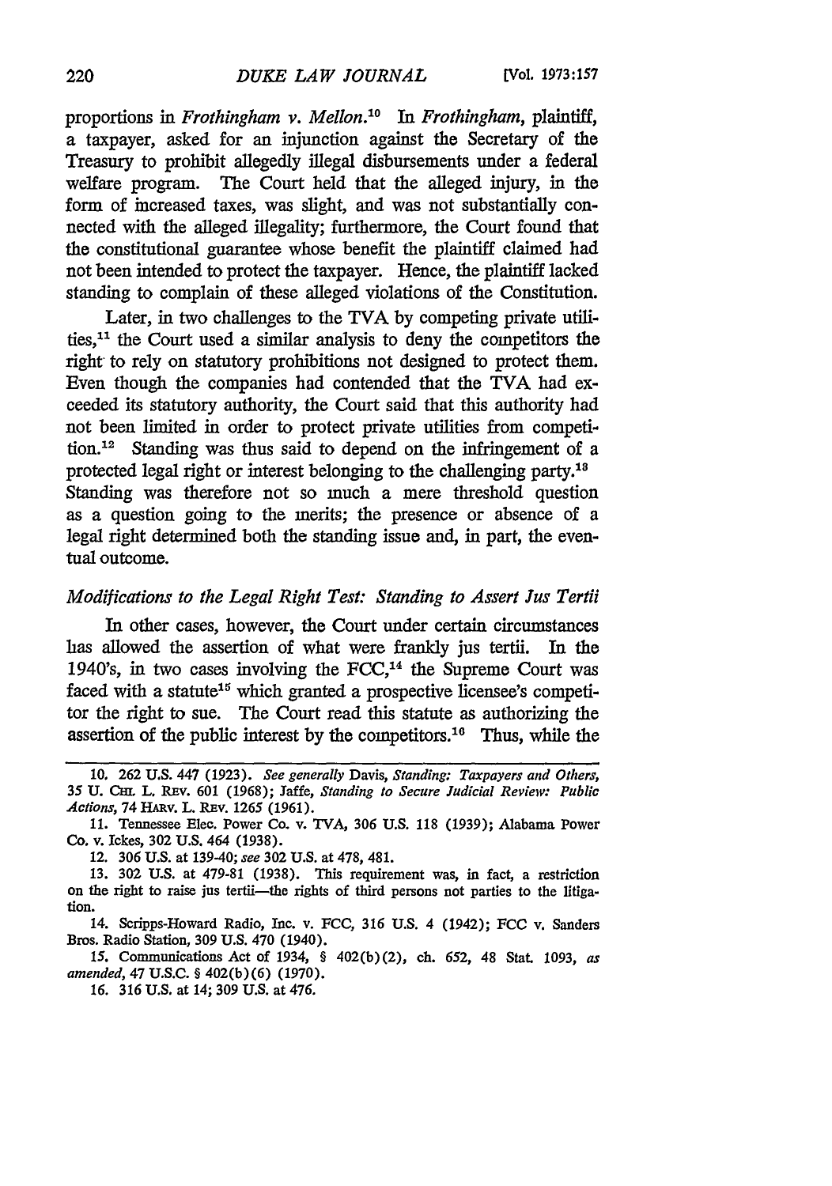proportions in *Frothingham v. Mellon*.[10] In *Frothingham*, plaintiff, a taxpayer, asked for an injunction against the Secretary of the Treasury to prohibit allegedly illegal disbursements under a federal welfare program. The Court held that the alleged injury, in the form of increased taxes, was slight, and was not substantially connected with the alleged illegality; furthermore, the Court found that the constitutional guarantee whose benefit the plaintiff claimed had not been intended to protect the taxpayer. Hence, the plaintiff lacked standing to complain of these alleged violations of the Constitution.

Later, in two challenges to the TVA by competing private utilities,[11] the Court used a similar analysis to deny the competitors the right to rely on statutory prohibitions not designed to protect them. Even though the companies had contended that the TVA had exceeded its statutory authority, the Court said that this authority had not been limited in order to protect private utilities from competition.[12] Standing was thus said to depend on the infringement of a protected legal right or interest belonging to the challenging party.[13] Standing was therefore not so much a mere threshold question as a question going to the merits; the presence or absence of a legal right determined both the standing issue and, in part, the eventual outcome.

### *Modifications to the Legal Right Test: Standing to Assert Jus Tertii*

In other cases, however, the Court under certain circumstances has allowed the assertion of what were frankly jus tertii. In the 1940's, in two cases involving the FCC,[14] the Supreme Court was faced with a statute[15] which granted a prospective licensee's competitor the right to sue. The Court read this statute as authorizing the assertion of the public interest by the competitors.[16] Thus, while the

---

10. 262 U.S. 447 (1923). *See generally* Davis, *Standing: Taxpayers and Others*, 35 U. CHI. L. REV. 601 (1968); Jaffe, *Standing to Secure Judicial Review: Public Actions*, 74 HARV. L. REV. 1265 (1961).

11. Tennessee Elec. Power Co. v. TVA, 306 U.S. 118 (1939); Alabama Power Co. v. Ickes, 302 U.S. 464 (1938).

12. 306 U.S. at 139-40; *see* 302 U.S. at 478, 481.

13. 302 U.S. at 479-81 (1938). This requirement was, in fact, a restriction on the right to raise jus tertii—the rights of third persons not parties to the litigation.

14. Scripps-Howard Radio, Inc. v. FCC, 316 U.S. 4 (1942); FCC v. Sanders Bros. Radio Station, 309 U.S. 470 (1940).

15. Communications Act of 1934, § 402(b)(2), ch. 652, 48 Stat. 1093, *as amended*, 47 U.S.C. § 402(b)(6) (1970).

16. 316 U.S. at 14; 309 U.S. at 476.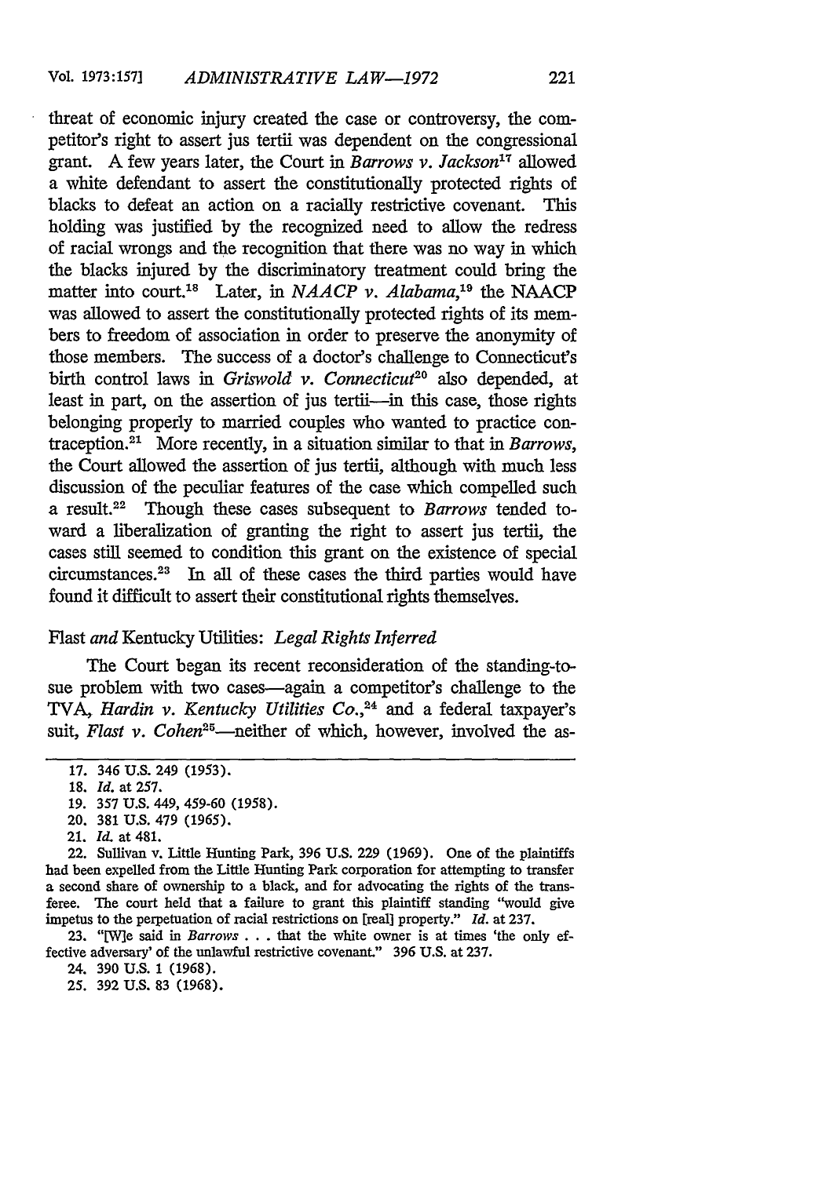threat of economic injury created the case or controversy, the competitor's right to assert jus tertii was dependent on the congressional grant. A few years later, the Court in *Barrows v. Jackson*[17] allowed a white defendant to assert the constitutionally protected rights of blacks to defeat an action on a racially restrictive covenant. This holding was justified by the recognized need to allow the redress of racial wrongs and the recognition that there was no way in which the blacks injured by the discriminatory treatment could bring the matter into court.[18] Later, in *NAACP v. Alabama*,[19] the NAACP was allowed to assert the constitutionally protected rights of its members to freedom of association in order to preserve the anonymity of those members. The success of a doctor's challenge to Connecticut's birth control laws in *Griswold v. Connecticut*[20] also depended, at least in part, on the assertion of jus tertii—in this case, those rights belonging properly to married couples who wanted to practice contraception.[21] More recently, in a situation similar to that in *Barrows*, the Court allowed the assertion of jus tertii, although with much less discussion of the peculiar features of the case which compelled such a result.[22] Though these cases subsequent to *Barrows* tended toward a liberalization of granting the right to assert jus tertii, the cases still seemed to condition this grant on the existence of special circumstances.[23] In all of these cases the third parties would have found it difficult to assert their constitutional rights themselves.

### *Flast and Kentucky Utilities*: Legal Rights Inferred

The Court began its recent reconsideration of the standing-to-sue problem with two cases—again a competitor's challenge to the TVA, *Hardin v. Kentucky Utilities Co.*,[24] and a federal taxpayer's suit, *Flast v. Cohen*[25]—neither of which, however, involved the as-

---

17. 346 U.S. 249 (1953).

18. *Id.* at 257.

19. 357 U.S. 449, 459-60 (1958).

20. 381 U.S. 479 (1965).

21. *Id.* at 481.

22. Sullivan v. Little Hunting Park, 396 U.S. 229 (1969). One of the plaintiffs had been expelled from the Little Hunting Park corporation for attempting to transfer a second share of ownership to a black, and for advocating the rights of the transferee. The court held that a failure to grant this plaintiff standing "would give impetus to the perpetuation of racial restrictions on [real] property." *Id.* at 237.

23. "[W]e said in *Barrows* . . . that the white owner is at times 'the only effective adversary' of the unlawful restrictive covenant." 396 U.S. at 237.

24. 390 U.S. 1 (1968).

25. 392 U.S. 83 (1968).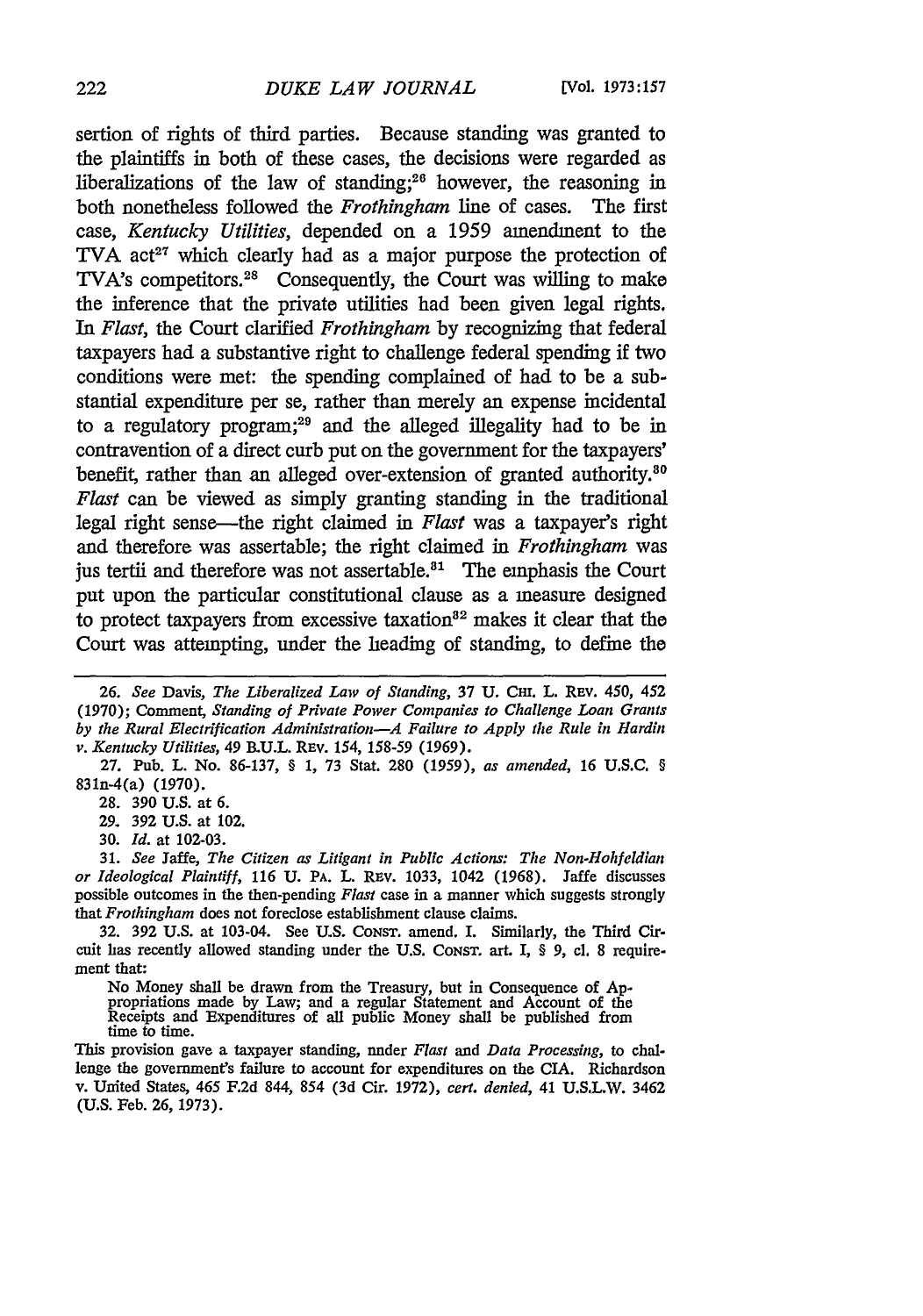sertion of rights of third parties. Because standing was granted to the plaintiffs in both of these cases, the decisions were regarded as liberalizations of the law of standing;[26] however, the reasoning in both nonetheless followed the *Frothingham* line of cases. The first case, *Kentucky Utilities*, depended on a 1959 amendment to the TVA act[27] which clearly had as a major purpose the protection of TVA's competitors.[28] Consequently, the Court was willing to make the inference that the private utilities had been given legal rights. In *Flast*, the Court clarified *Frothingham* by recognizing that federal taxpayers had a substantive right to challenge federal spending if two conditions were met: the spending complained of had to be a substantial expenditure per se, rather than merely an expense incidental to a regulatory program;[29] and the alleged illegality had to be in contravention of a direct curb put on the government for the taxpayers' benefit, rather than an alleged over-extension of granted authority.[30] *Flast* can be viewed as simply granting standing in the traditional legal right sense—the right claimed in *Flast* was a taxpayer's right and therefore was assertable; the right claimed in *Frothingham* was jus tertii and therefore was not assertable.[31] The emphasis the Court put upon the particular constitutional clause as a measure designed to protect taxpayers from excessive taxation[32] makes it clear that the Court was attempting, under the heading of standing, to define the

---

26. *See* Davis, *The Liberalized Law of Standing*, 37 U. CHI. L. REV. 450, 452 (1970); Comment, *Standing of Private Power Companies to Challenge Loan Grants by the Rural Electrification Administration—A Failure to Apply the Rule in Hardin v. Kentucky Utilities*, 49 B.U.L. REV. 154, 158-59 (1969).

27. Pub. L. No. 86-137, § 1, 73 Stat. 280 (1959), *as amended*, 16 U.S.C. § 831n-4(a) (1970).

28. 390 U.S. at 6.

29. 392 U.S. at 102.

30. *Id.* at 102-03.

31. *See* Jaffe, *The Citizen as Litigant in Public Actions: The Non-Hohfeldian or Ideological Plaintiff*, 116 U. PA. L. REV. 1033, 1042 (1968). Jaffe discusses possible outcomes in the then-pending *Flast* case in a manner which suggests strongly that *Frothingham* does not foreclose establishment clause claims.

32. 392 U.S. at 103-04. See U.S. CONST. amend. I. Similarly, the Third Circuit has recently allowed standing under the U.S. CONST. art. I, § 9, cl. 8 requirement that:

> No Money shall be drawn from the Treasury, but in Consequence of Appropriations made by Law; and a regular Statement and Account of the Receipts and Expenditures of all public Money shall be published from time to time.

This provision gave a taxpayer standing, under *Flast* and *Data Processing*, to challenge the government's failure to account for expenditures on the CIA. Richardson v. United States, 465 F.2d 844, 854 (3d Cir. 1972), *cert. denied*, 41 U.S.L.W. 3462 (U.S. Feb. 26, 1973).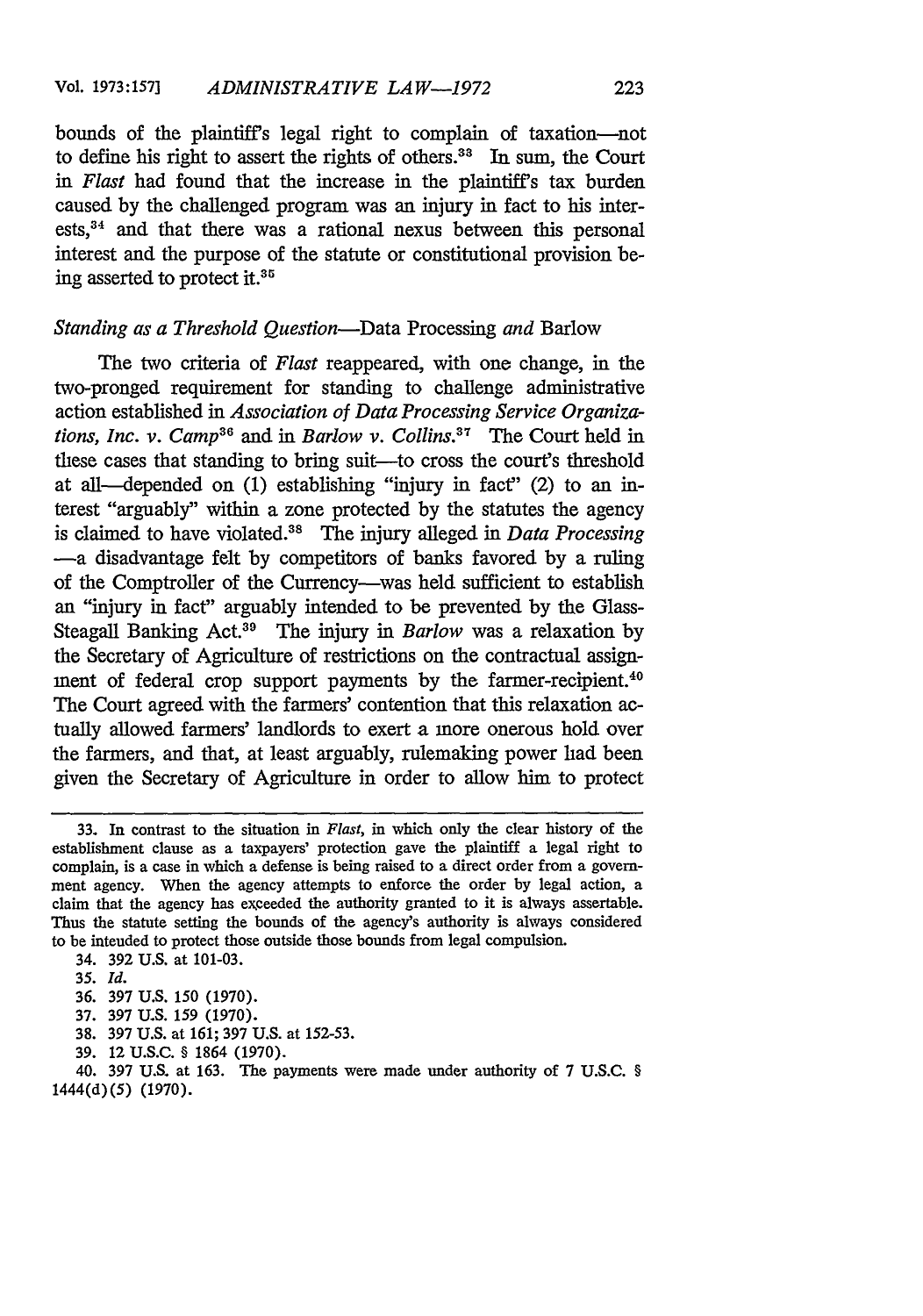bounds of the plaintiff's legal right to complain of taxation—not to define his right to assert the rights of others.[33] In sum, the Court in *Flast* had found that the increase in the plaintiff's tax burden caused by the challenged program was an injury in fact to his interests,[34] and that there was a rational nexus between this personal interest and the purpose of the statute or constitutional provision being asserted to protect it.[35]

### *Standing as a Threshold Question*—Data Processing *and* Barlow

The two criteria of *Flast* reappeared, with one change, in the two-pronged requirement for standing to challenge administrative action established in *Association of Data Processing Service Organizations, Inc. v. Camp*[36] and in *Barlow v. Collins*.[37] The Court held in these cases that standing to bring suit—to cross the court's threshold at all—depended on (1) establishing "injury in fact" (2) to an interest "arguably" within a zone protected by the statutes the agency is claimed to have violated.[38] The injury alleged in *Data Processing* —a disadvantage felt by competitors of banks favored by a ruling of the Comptroller of the Currency—was held sufficient to establish an "injury in fact" arguably intended to be prevented by the Glass-Steagall Banking Act.[39] The injury in *Barlow* was a relaxation by the Secretary of Agriculture of restrictions on the contractual assignment of federal crop support payments by the farmer-recipient.[40] The Court agreed with the farmers' contention that this relaxation actually allowed farmers' landlords to exert a more onerous hold over the farmers, and that, at least arguably, rulemaking power had been given the Secretary of Agriculture in order to allow him to protect

---

33. In contrast to the situation in *Flast*, in which only the clear history of the establishment clause as a taxpayers' protection gave the plaintiff a legal right to complain, is a case in which a defense is being raised to a direct order from a government agency. When the agency attempts to enforce the order by legal action, a claim that the agency has exceeded the authority granted to it is always assertable. Thus the statute setting the bounds of the agency's authority is always considered to be intended to protect those outside those bounds from legal compulsion.

34. 392 U.S. at 101-03.

35. *Id.*

36. 397 U.S. 150 (1970).

37. 397 U.S. 159 (1970).

38. 397 U.S. at 161; 397 U.S. at 152-53.

39. 12 U.S.C. § 1864 (1970).

40. 397 U.S. at 163. The payments were made under authority of 7 U.S.C. § 1444(d)(5) (1970).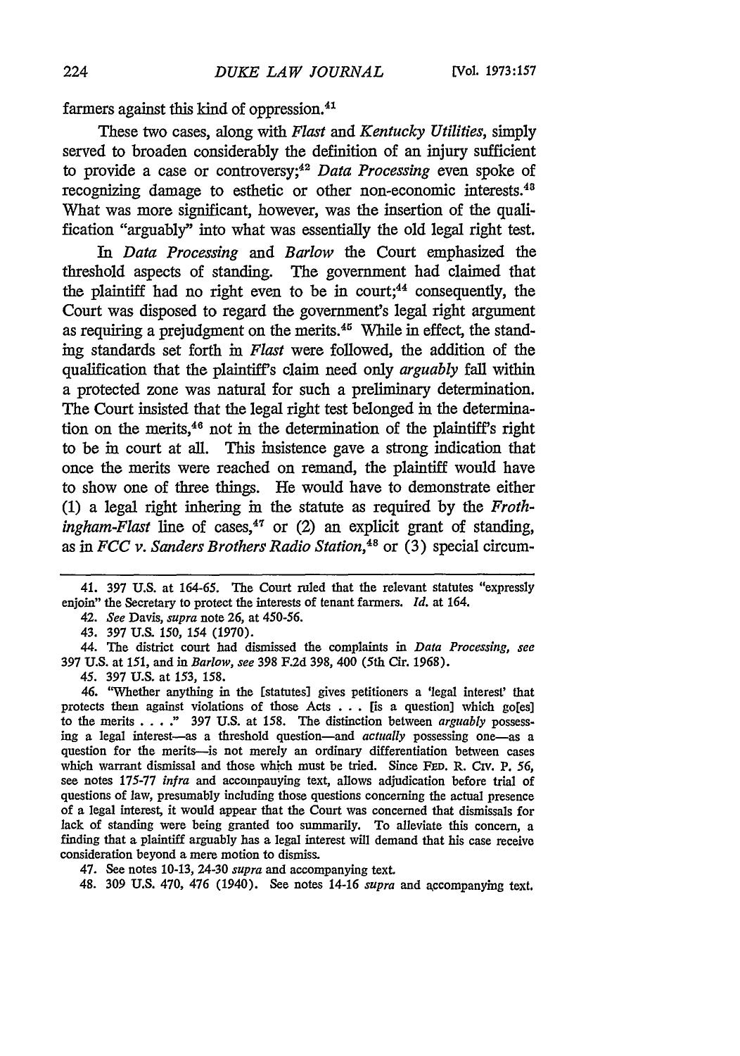farmers against this kind of oppression.[41]

These two cases, along with *Flast* and *Kentucky Utilities*, simply served to broaden considerably the definition of an injury sufficient to provide a case or controversy;[42] *Data Processing* even spoke of recognizing damage to esthetic or other non-economic interests.[43] What was more significant, however, was the insertion of the qualification "arguably" into what was essentially the old legal right test.

In *Data Processing* and *Barlow* the Court emphasized the threshold aspects of standing. The government had claimed that the plaintiff had no right even to be in court;[44] consequently, the Court was disposed to regard the government's legal right argument as requiring a prejudgment on the merits.[45] While in effect, the standing standards set forth in *Flast* were followed, the addition of the qualification that the plaintiff's claim need only *arguably* fall within a protected zone was natural for such a preliminary determination. The Court insisted that the legal right test belonged in the determination on the merits,[46] not in the determination of the plaintiff's right to be in court at all. This insistence gave a strong indication that once the merits were reached on remand, the plaintiff would have to show one of three things. He would have to demonstrate either (1) a legal right inhering in the statute as required by the *Frothingham-Flast* line of cases,[47] or (2) an explicit grant of standing, as in *FCC v. Sanders Brothers Radio Station*,[48] or (3) special circum-

---

41. 397 U.S. at 164-65. The Court ruled that the relevant statutes "expressly enjoin" the Secretary to protect the interests of tenant farmers. *Id.* at 164.

42. *See* Davis, *supra* note 26, at 450-56.

43. 397 U.S. 150, 154 (1970).

44. The district court had dismissed the complaints in *Data Processing*, *see* 397 U.S. at 151, and in *Barlow*, *see* 398 F.2d 398, 400 (5th Cir. 1968).

45. 397 U.S. at 153, 158.

46. "Whether anything in the [statutes] gives petitioners a 'legal interest' that protects them against violations of those Acts . . . [is a question] which go[es] to the merits . . . ." 397 U.S. at 158. The distinction between *arguably* possessing a legal interest—as a threshold question—and *actually* possessing one—as a question for the merits—is not merely an ordinary differentiation between cases which warrant dismissal and those which must be tried. Since FED. R. CIV. P. 56, see notes 175-77 *infra* and accompanying text, allows adjudication before trial of questions of law, presumably including those questions concerning the actual presence of a legal interest, it would appear that the Court was concerned that dismissals for lack of standing were being granted too summarily. To alleviate this concern, a finding that a plaintiff arguably has a legal interest will demand that his case receive consideration beyond a mere motion to dismiss.

47. See notes 10-13, 24-30 *supra* and accompanying text.

48. 309 U.S. 470, 476 (1940). See notes 14-16 *supra* and accompanying text.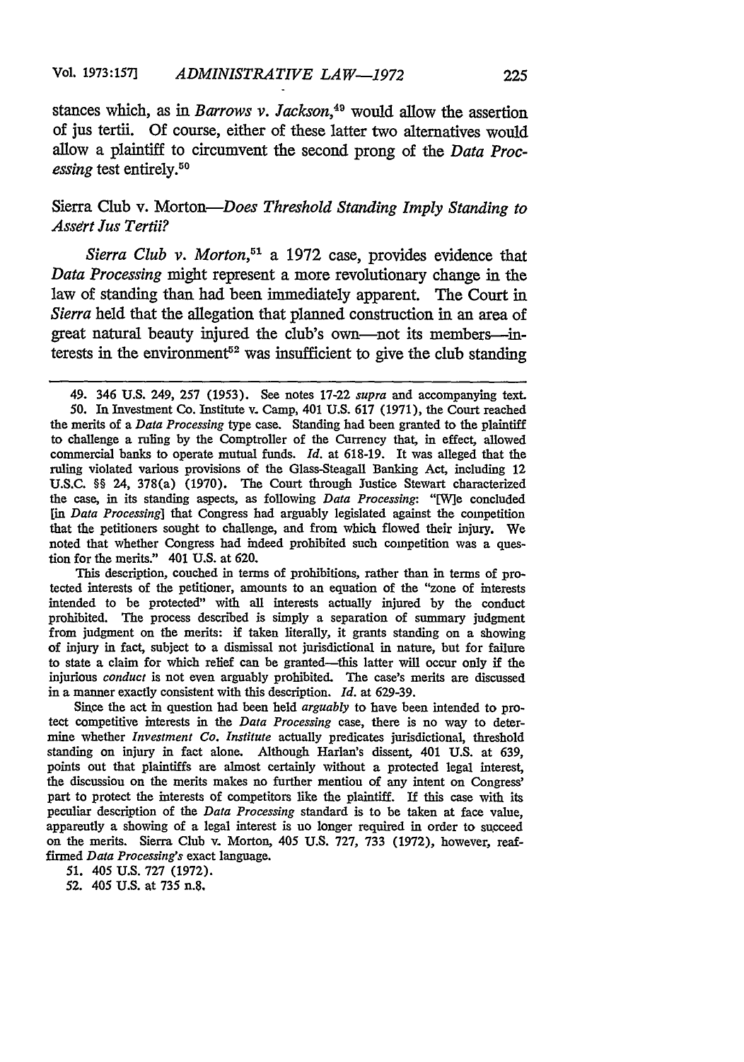stances which, as in *Barrows v. Jackson*,[49] would allow the assertion of jus tertii. Of course, either of these latter two alternatives would allow a plaintiff to circumvent the second prong of the *Data Processing* test entirely.[50]

### Sierra Club v. Morton—*Does Threshold Standing Imply Standing to Assert Jus Tertii?*

*Sierra Club v. Morton*,[51] a 1972 case, provides evidence that *Data Processing* might represent a more revolutionary change in the law of standing than had been immediately apparent. The Court in *Sierra* held that the allegation that planned construction in an area of great natural beauty injured the club's own—not its members—interests in the environment[52] was insufficient to give the club standing

---

49. 346 U.S. 249, 257 (1953). See notes 17-22 *supra* and accompanying text.

50. In Investment Co. Institute v. Camp, 401 U.S. 617 (1971), the Court reached the merits of a *Data Processing* type case. Standing had been granted to the plaintiff to challenge a ruling by the Comptroller of the Currency that, in effect, allowed commercial banks to operate mutual funds. *Id.* at 618-19. It was alleged that the ruling violated various provisions of the Glass-Steagall Banking Act, including 12 U.S.C. §§ 24, 378(a) (1970). The Court through Justice Stewart characterized the case, in its standing aspects, as following *Data Processing*: "[W]e concluded [in *Data Processing*] that Congress had arguably legislated against the competition that the petitioners sought to challenge, and from which flowed their injury. We noted that whether Congress had indeed prohibited such competition was a question for the merits." 401 U.S. at 620.

This description, couched in terms of prohibitions, rather than in terms of protected interests of the petitioner, amounts to an equation of the "zone of interests intended to be protected" with all interests actually injured by the conduct prohibited. The process described is simply a separation of summary judgment from judgment on the merits: if taken literally, it grants standing on a showing of injury in fact, subject to a dismissal not jurisdictional in nature, but for failure to state a claim for which relief can be granted—this latter will occur only if the injurious *conduct* is not even arguably prohibited. The case's merits are discussed in a manner exactly consistent with this description. *Id.* at 629-39.

Since the act in question had been held *arguably* to have been intended to protect competitive interests in the *Data Processing* case, there is no way to determine whether *Investment Co. Institute* actually predicates jurisdictional, threshold standing on injury in fact alone. Although Harlan's dissent, 401 U.S. at 639, points out that plaintiffs are almost certainly without a protected legal interest, the discussion on the merits makes no further mention of any intent on Congress' part to protect the interests of competitors like the plaintiff. If this case with its peculiar description of the *Data Processing* standard is to be taken at face value, apparently a showing of a legal interest is no longer required in order to succeed on the merits. Sierra Club v. Morton, 405 U.S. 727, 733 (1972), however, reaffirmed *Data Processing's* exact language.

51. 405 U.S. 727 (1972).

52. 405 U.S. at 735 n.8.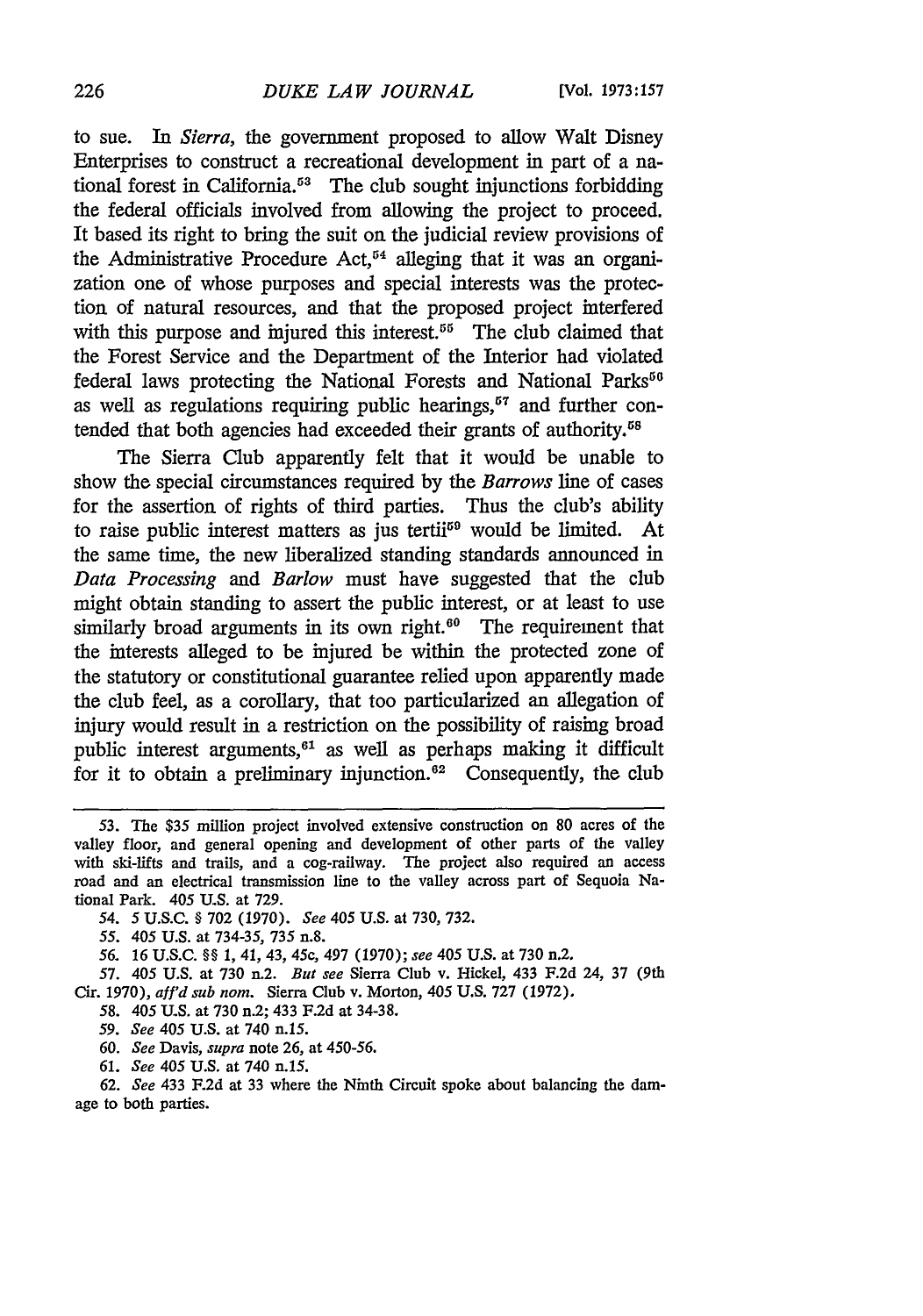to sue. In *Sierra*, the government proposed to allow Walt Disney Enterprises to construct a recreational development in part of a national forest in California.[53] The club sought injunctions forbidding the federal officials involved from allowing the project to proceed. It based its right to bring the suit on the judicial review provisions of the Administrative Procedure Act,[54] alleging that it was an organization one of whose purposes and special interests was the protection of natural resources, and that the proposed project interfered with this purpose and injured this interest.[55] The club claimed that the Forest Service and the Department of the Interior had violated federal laws protecting the National Forests and National Parks[56] as well as regulations requiring public hearings,[57] and further contended that both agencies had exceeded their grants of authority.[58]

The Sierra Club apparently felt that it would be unable to show the special circumstances required by the *Barrows* line of cases for the assertion of rights of third parties. Thus the club's ability to raise public interest matters as jus tertii[59] would be limited. At the same time, the new liberalized standing standards announced in *Data Processing* and *Barlow* must have suggested that the club might obtain standing to assert the public interest, or at least to use similarly broad arguments in its own right.[60] The requirement that the interests alleged to be injured be within the protected zone of the statutory or constitutional guarantee relied upon apparently made the club feel, as a corollary, that too particularized an allegation of injury would result in a restriction on the possibility of raising broad public interest arguments,[61] as well as perhaps making it difficult for it to obtain a preliminary injunction.[62] Consequently, the club

53. The $35 million project involved extensive construction on 80 acres of the valley floor, and general opening and development of other parts of the valley with ski-lifts and trails, and a cog-railway. The project also required an access road and an electrical transmission line to the valley across part of Sequoia National Park. 405 U.S. at 729.

54. 5 U.S.C. § 702 (1970). *See* 405 U.S. at 730, 732.

55. 405 U.S. at 734-35, 735 n.8.

56. 16 U.S.C. §§ 1, 41, 43, 45c, 497 (1970); *see* 405 U.S. at 730 n.2.

57. 405 U.S. at 730 n.2. *But see* Sierra Club v. Hickel, 433 F.2d 24, 37 (9th Cir. 1970), *aff'd sub nom.* Sierra Club v. Morton, 405 U.S. 727 (1972).

58. 405 U.S. at 730 n.2; 433 F.2d at 34-38.

59. *See* 405 U.S. at 740 n.15.

60. *See* Davis, *supra* note 26, at 450-56.

61. *See* 405 U.S. at 740 n.15.

62. *See* 433 F.2d at 33 where the Ninth Circuit spoke about balancing the damage to both parties.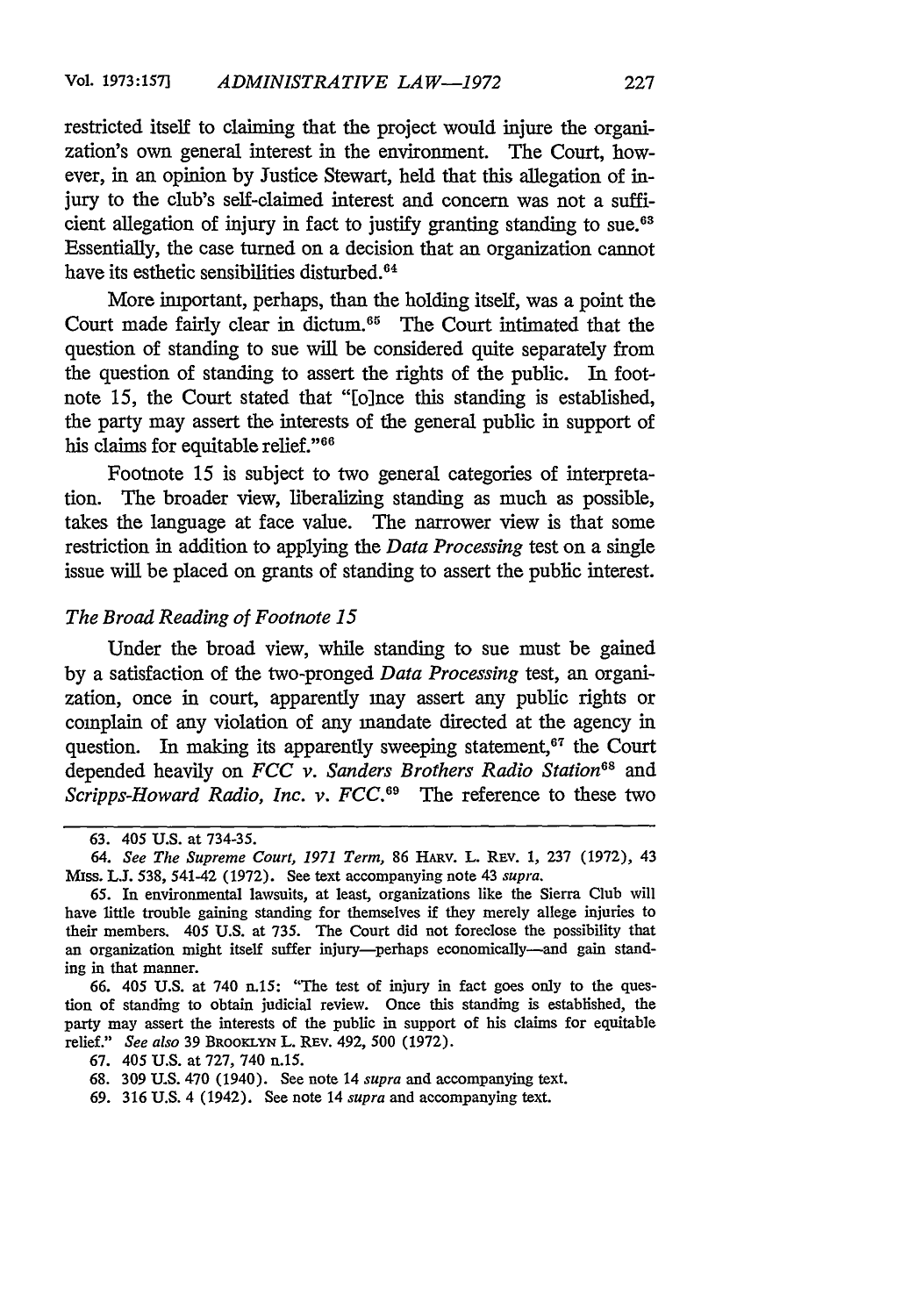restricted itself to claiming that the project would injure the organization's own general interest in the environment. The Court, however, in an opinion by Justice Stewart, held that this allegation of injury to the club's self-claimed interest and concern was not a sufficient allegation of injury in fact to justify granting standing to sue.[63] Essentially, the case turned on a decision that an organization cannot have its esthetic sensibilities disturbed.[64]

More important, perhaps, than the holding itself, was a point the Court made fairly clear in dictum.[65] The Court intimated that the question of standing to sue will be considered quite separately from the question of standing to assert the rights of the public. In footnote 15, the Court stated that "[o]nce this standing is established, the party may assert the interests of the general public in support of his claims for equitable relief."[66]

Footnote 15 is subject to two general categories of interpretation. The broader view, liberalizing standing as much as possible, takes the language at face value. The narrower view is that some restriction in addition to applying the *Data Processing* test on a single issue will be placed on grants of standing to assert the public interest.

### *The Broad Reading of Footnote 15*

Under the broad view, while standing to sue must be gained by a satisfaction of the two-pronged *Data Processing* test, an organization, once in court, apparently may assert any public rights or complain of any violation of any mandate directed at the agency in question. In making its apparently sweeping statement,[67] the Court depended heavily on *FCC v. Sanders Brothers Radio Station*[68] and *Scripps-Howard Radio, Inc. v. FCC.*[69] The reference to these two

---

63. 405 U.S. at 734-35.

64. *See The Supreme Court, 1971 Term,* 86 HARV. L. REV. 1, 237 (1972), 43 MISS. L.J. 538, 541-42 (1972). See text accompanying note 43 *supra.*

65. In environmental lawsuits, at least, organizations like the Sierra Club will have little trouble gaining standing for themselves if they merely allege injuries to their members. 405 U.S. at 735. The Court did not foreclose the possibility that an organization might itself suffer injury—perhaps economically—and gain standing in that manner.

66. 405 U.S. at 740 n.15: "The test of injury in fact goes only to the question of standing to obtain judicial review. Once this standing is established, the party may assert the interests of the public in support of his claims for equitable relief." *See also* 39 BROOKLYN L. REV. 492, 500 (1972).

67. 405 U.S. at 727, 740 n.15.

68. 309 U.S. 470 (1940). See note 14 *supra* and accompanying text.

69. 316 U.S. 4 (1942). See note 14 *supra* and accompanying text.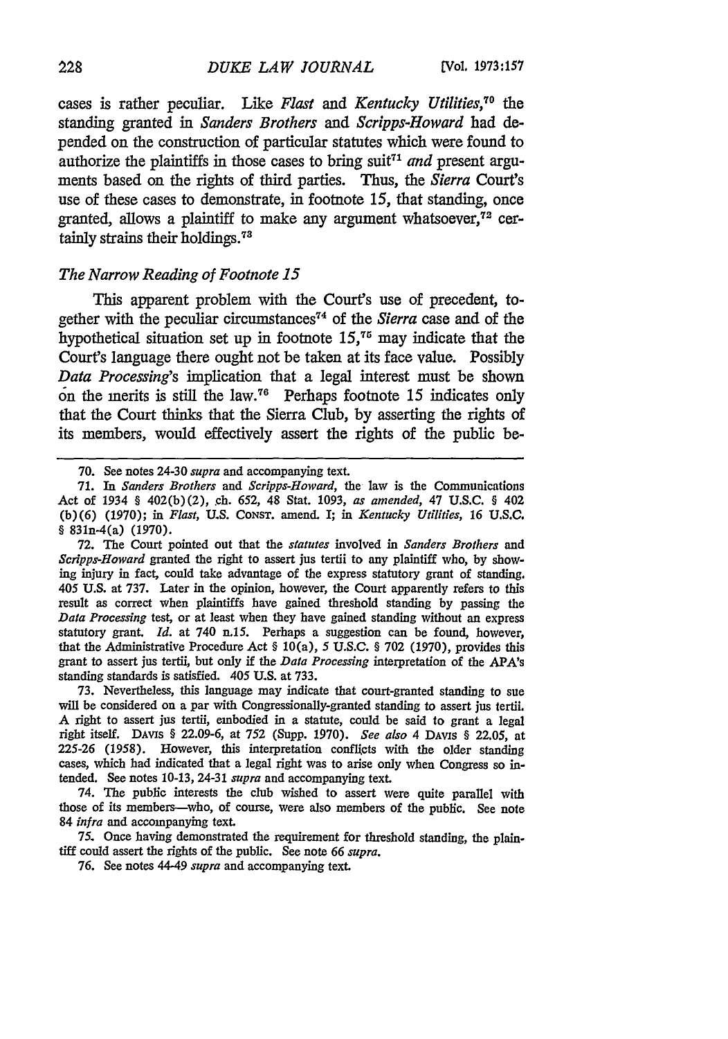cases is rather peculiar. Like *Flast* and *Kentucky Utilities*,[70] the standing granted in *Sanders Brothers* and *Scripps-Howard* had depended on the construction of particular statutes which were found to authorize the plaintiffs in those cases to bring suit[71] *and* present arguments based on the rights of third parties. Thus, the *Sierra* Court's use of these cases to demonstrate, in footnote 15, that standing, once granted, allows a plaintiff to make any argument whatsoever,[72] certainly strains their holdings.[73]

### *The Narrow Reading of Footnote 15*

This apparent problem with the Court's use of precedent, together with the peculiar circumstances[74] of the *Sierra* case and of the hypothetical situation set up in footnote 15,[75] may indicate that the Court's language there ought not be taken at its face value. Possibly *Data Processing*'s implication that a legal interest must be shown on the merits is still the law.[76] Perhaps footnote 15 indicates only that the Court thinks that the Sierra Club, by asserting the rights of its members, would effectively assert the rights of the public be-

---

70. See notes 24-30 *supra* and accompanying text.

71. In *Sanders Brothers* and *Scripps-Howard*, the law is the Communications Act of 1934 § 402(b)(2), ch. 652, 48 Stat. 1093, *as amended*, 47 U.S.C. § 402 (b)(6) (1970); in *Flast*, U.S. CONST. amend. I; in *Kentucky Utilities*, 16 U.S.C. § 831n-4(a) (1970).

72. The Court pointed out that the *statutes* involved in *Sanders Brothers* and *Scripps-Howard* granted the right to assert jus tertii to any plaintiff who, by showing injury in fact, could take advantage of the express statutory grant of standing. 405 U.S. at 737. Later in the opinion, however, the Court apparently refers to this result as correct when plaintiffs have gained threshold standing by passing the *Data Processing* test, or at least when they have gained standing without an express statutory grant. *Id.* at 740 n.15. Perhaps a suggestion can be found, however, that the Administrative Procedure Act § 10(a), 5 U.S.C. § 702 (1970), provides this grant to assert jus tertii, but only if the *Data Processing* interpretation of the APA's standing standards is satisfied. 405 U.S. at 733.

73. Nevertheless, this language may indicate that court-granted standing to sue will be considered on a par with Congressionally-granted standing to assert jus tertii. A right to assert jus tertii, embodied in a statute, could be said to grant a legal right itself. DAVIS § 22.09-6, at 752 (Supp. 1970). *See also* 4 DAVIS § 22.05, at 225-26 (1958). However, this interpretation conflicts with the older standing cases, which had indicated that a legal right was to arise only when Congress so intended. See notes 10-13, 24-31 *supra* and accompanying text.

74. The public interests the club wished to assert were quite parallel with those of its members—who, of course, were also members of the public. See note 84 *infra* and accompanying text.

75. Once having demonstrated the requirement for threshold standing, the plaintiff could assert the rights of the public. See note 66 *supra*.

76. See notes 44-49 *supra* and accompanying text.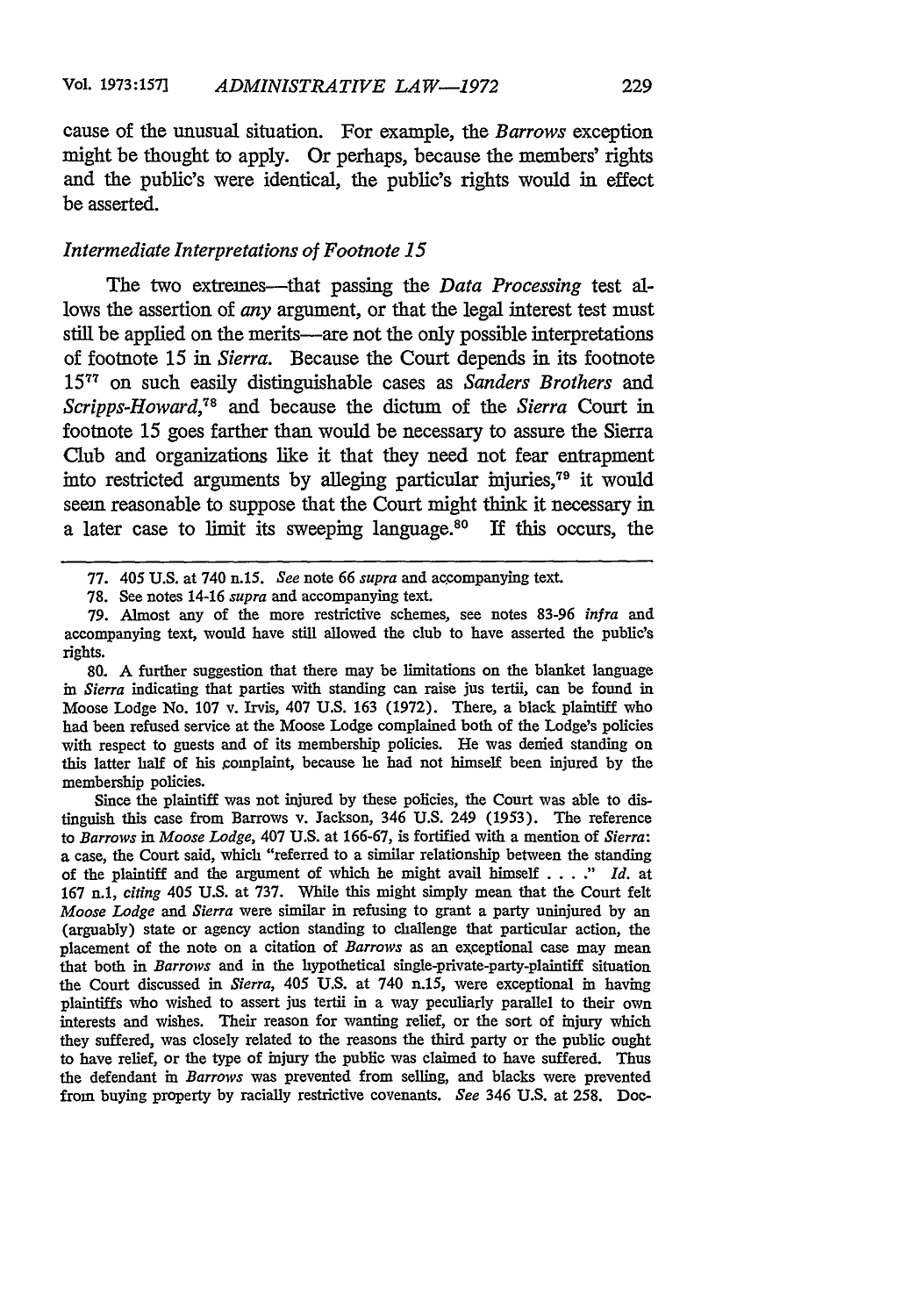cause of the unusual situation. For example, the *Barrows* exception might be thought to apply. Or perhaps, because the members' rights and the public's were identical, the public's rights would in effect be asserted.

### *Intermediate Interpretations of Footnote 15*

The two extremes—that passing the *Data Processing* test allows the assertion of *any* argument, or that the legal interest test must still be applied on the merits—are not the only possible interpretations of footnote 15 in *Sierra*. Because the Court depends in its footnote 15[77] on such easily distinguishable cases as *Sanders Brothers* and *Scripps-Howard*,[78] and because the dictum of the *Sierra* Court in footnote 15 goes farther than would be necessary to assure the Sierra Club and organizations like it that they need not fear entrapment into restricted arguments by alleging particular injuries,[79] it would seem reasonable to suppose that the Court might think it necessary in a later case to limit its sweeping language.[80] If this occurs, the

---

77. 405 U.S. at 740 n.15. *See* note 66 *supra* and accompanying text.

78. See notes 14-16 *supra* and accompanying text.

79. Almost any of the more restrictive schemes, see notes 83-96 *infra* and accompanying text, would have still allowed the club to have asserted the public's rights.

80. A further suggestion that there may be limitations on the blanket language in *Sierra* indicating that parties with standing can raise jus tertii, can be found in Moose Lodge No. 107 v. Irvis, 407 U.S. 163 (1972). There, a black plaintiff who had been refused service at the Moose Lodge complained both of the Lodge's policies with respect to guests and of its membership policies. He was denied standing on this latter half of his complaint, because he had not himself been injured by the membership policies.

Since the plaintiff was not injured by these policies, the Court was able to distinguish this case from Barrows v. Jackson, 346 U.S. 249 (1953). The reference to *Barrows* in *Moose Lodge*, 407 U.S. at 166-67, is fortified with a mention of *Sierra*: a case, the Court said, which "referred to a similar relationship between the standing of the plaintiff and the argument of which he might avail himself . . . ." *Id.* at 167 n.1, *citing* 405 U.S. at 737. While this might simply mean that the Court felt *Moose Lodge* and *Sierra* were similar in refusing to grant a party uninjured by an (arguably) state or agency action standing to challenge that particular action, the placement of the note on a citation of *Barrows* as an exceptional case may mean that both in *Barrows* and in the hypothetical single-private-party-plaintiff situation the Court discussed in *Sierra*, 405 U.S. at 740 n.15, were exceptional in having plaintiffs who wished to assert jus tertii in a way peculiarly parallel to their own interests and wishes. Their reason for wanting relief, or the sort of injury which they suffered, was closely related to the reasons the third party or the public ought to have relief, or the type of injury the public was claimed to have suffered. Thus the defendant in *Barrows* was prevented from selling, and blacks were prevented from buying property by racially restrictive covenants. *See* 346 U.S. at 258. Doc-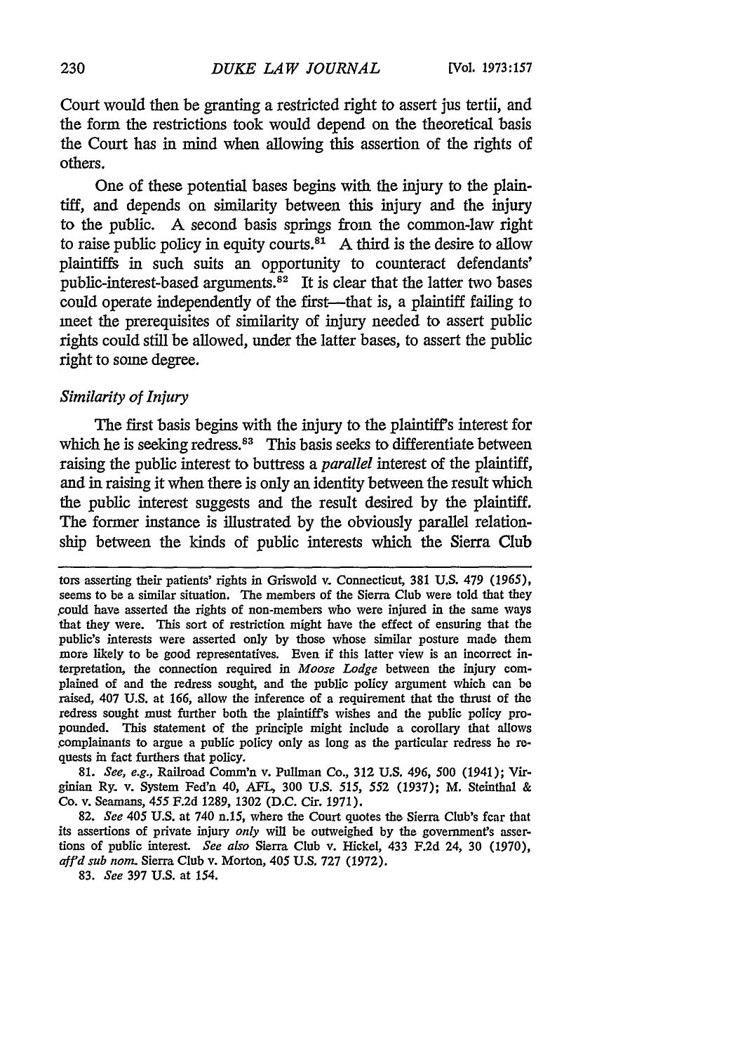Court would then be granting a restricted right to assert jus tertii, and the form the restrictions took would depend on the theoretical basis the Court has in mind when allowing this assertion of the rights of others.

One of these potential bases begins with the injury to the plaintiff, and depends on similarity between this injury and the injury to the public. A second basis springs from the common-law right to raise public policy in equity courts.[81] A third is the desire to allow plaintiffs in such suits an opportunity to counteract defendants' public-interest-based arguments.[82] It is clear that the latter two bases could operate independently of the first—that is, a plaintiff failing to meet the prerequisites of similarity of injury needed to assert public rights could still be allowed, under the latter bases, to assert the public right to some degree.

*Similarity of Injury*

The first basis begins with the injury to the plaintiff's interest for which he is seeking redress.[83] This basis seeks to differentiate between raising the public interest to buttress a *parallel* interest of the plaintiff, and in raising it when there is only an identity between the result which the public interest suggests and the result desired by the plaintiff. The former instance is illustrated by the obviously parallel relationship between the kinds of public interests which the Sierra Club

---

tors asserting their patients' rights in Griswold v. Connecticut, 381 U.S. 479 (1965), seems to be a similar situation. The members of the Sierra Club were told that they could have asserted the rights of non-members who were injured in the same ways that they were. This sort of restriction might have the effect of ensuring that the public's interests were asserted only by those whose similar posture made them more likely to be good representatives. Even if this latter view is an incorrect interpretation, the connection required in *Moose Lodge* between the injury complained of and the redress sought, and the public policy argument which can be raised, 407 U.S. at 166, allow the inference of a requirement that the thrust of the redress sought must further both the plaintiff's wishes and the public policy propounded. This statement of the principle might include a corollary that allows complainants to argue a public policy only as long as the particular redress he requests in fact furthers that policy.

81. *See, e.g.*, Railroad Comm'n v. Pullman Co., 312 U.S. 496, 500 (1941); Virginian Ry. v. System Fed'n 40, AFL, 300 U.S. 515, 552 (1937); M. Steinthal & Co. v. Seamans, 455 F.2d 1289, 1302 (D.C. Cir. 1971).

82. *See* 405 U.S. at 740 n.15, where the Court quotes the Sierra Club's fear that its assertions of private injury *only* will be outweighed by the government's assertions of public interest. *See also* Sierra Club v. Hickel, 433 F.2d 24, 30 (1970), *aff'd sub nom.* Sierra Club v. Morton, 405 U.S. 727 (1972).

83. *See* 397 U.S. at 154.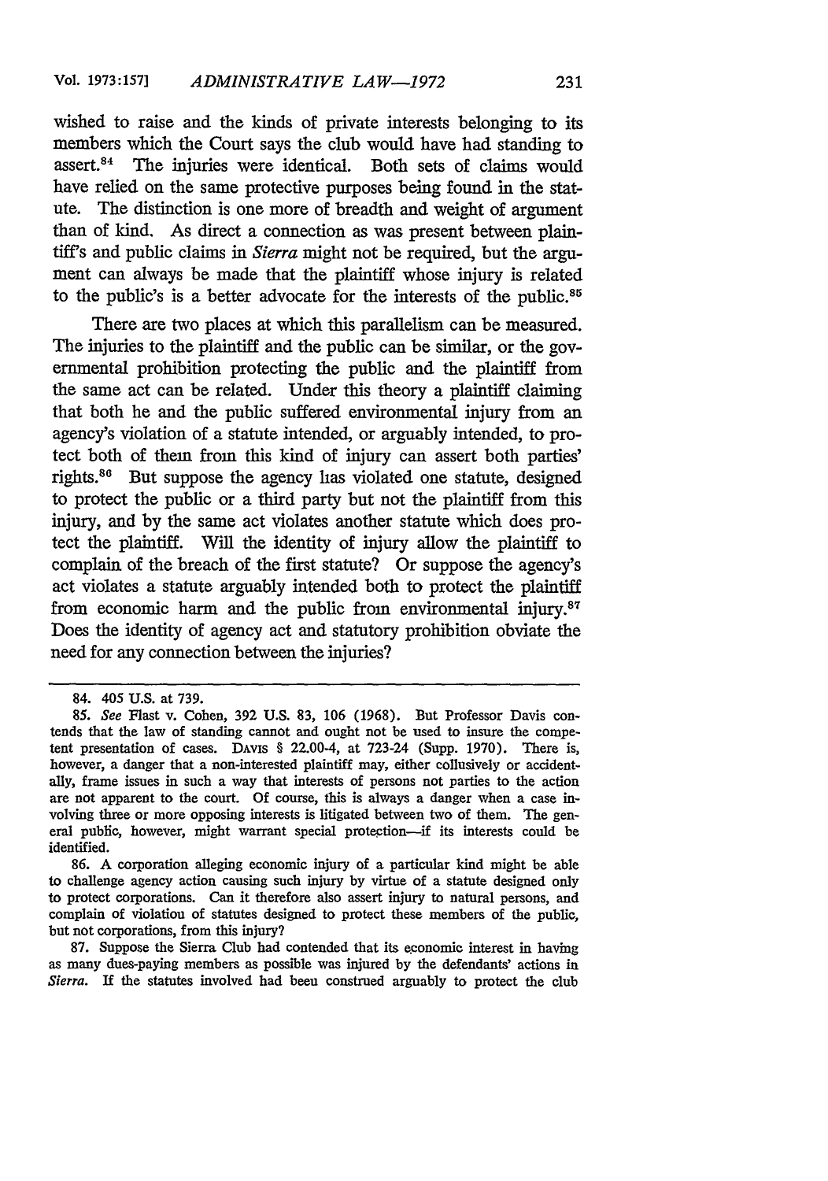wished to raise and the kinds of private interests belonging to its members which the Court says the club would have had standing to assert.[84] The injuries were identical. Both sets of claims would have relied on the same protective purposes being found in the statute. The distinction is one more of breadth and weight of argument than of kind. As direct a connection as was present between plaintiff's and public claims in *Sierra* might not be required, but the argument can always be made that the plaintiff whose injury is related to the public's is a better advocate for the interests of the public.[85]

There are two places at which this parallelism can be measured. The injuries to the plaintiff and the public can be similar, or the governmental prohibition protecting the public and the plaintiff from the same act can be related. Under this theory a plaintiff claiming that both he and the public suffered environmental injury from an agency's violation of a statute intended, or arguably intended, to protect both of them from this kind of injury can assert both parties' rights.[86] But suppose the agency has violated one statute, designed to protect the public or a third party but not the plaintiff from this injury, and by the same act violates another statute which does protect the plaintiff. Will the identity of injury allow the plaintiff to complain of the breach of the first statute? Or suppose the agency's act violates a statute arguably intended both to protect the plaintiff from economic harm and the public from environmental injury.[87] Does the identity of agency act and statutory prohibition obviate the need for any connection between the injuries?

---

84. 405 U.S. at 739.

85. *See* Flast v. Cohen, 392 U.S. 83, 106 (1968). But Professor Davis contends that the law of standing cannot and ought not be used to insure the competent presentation of cases. DAVIS § 22.00-4, at 723-24 (Supp. 1970). There is, however, a danger that a non-interested plaintiff may, either collusively or accidentally, frame issues in such a way that interests of persons not parties to the action are not apparent to the court. Of course, this is always a danger when a case involving three or more opposing interests is litigated between two of them. The general public, however, might warrant special protection—if its interests could be identified.

86. A corporation alleging economic injury of a particular kind might be able to challenge agency action causing such injury by virtue of a statute designed only to protect corporations. Can it therefore also assert injury to natural persons, and complain of violation of statutes designed to protect these members of the public, but not corporations, from this injury?

87. Suppose the Sierra Club had contended that its economic interest in having as many dues-paying members as possible was injured by the defendants' actions in *Sierra*. If the statutes involved had been construed arguably to protect the club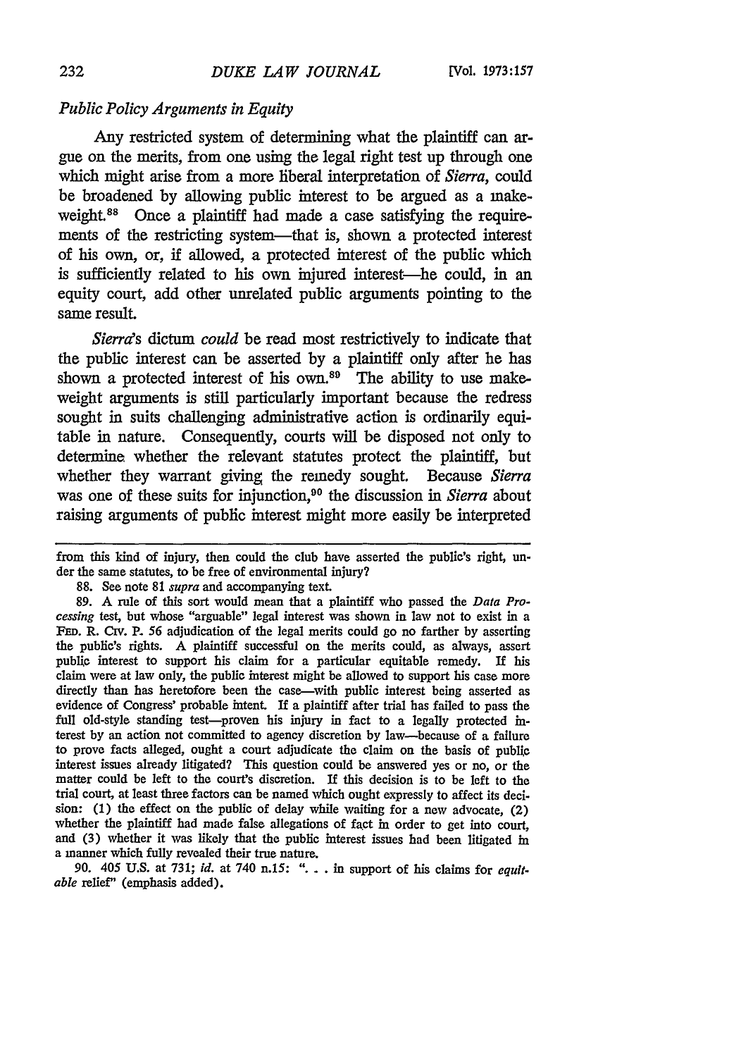### *Public Policy Arguments in Equity*

Any restricted system of determining what the plaintiff can argue on the merits, from one using the legal right test up through one which might arise from a more liberal interpretation of *Sierra*, could be broadened by allowing public interest to be argued as a makeweight.[88] Once a plaintiff had made a case satisfying the requirements of the restricting system—that is, shown a protected interest of his own, or, if allowed, a protected interest of the public which is sufficiently related to his own injured interest—he could, in an equity court, add other unrelated public arguments pointing to the same result.

*Sierra's* dictum *could* be read most restrictively to indicate that the public interest can be asserted by a plaintiff only after he has shown a protected interest of his own.[89] The ability to use makeweight arguments is still particularly important because the redress sought in suits challenging administrative action is ordinarily equitable in nature. Consequently, courts will be disposed not only to determine whether the relevant statutes protect the plaintiff, but whether they warrant giving the remedy sought. Because *Sierra* was one of these suits for injunction,[90] the discussion in *Sierra* about raising arguments of public interest might more easily be interpreted

---

from this kind of injury, then could the club have asserted the public's right, under the same statutes, to be free of environmental injury?

88. See note 81 *supra* and accompanying text.

89. A rule of this sort would mean that a plaintiff who passed the *Data Processing* test, but whose "arguable" legal interest was shown in law not to exist in a FED. R. CIV. P. 56 adjudication of the legal merits could go no farther by asserting the public's rights. A plaintiff successful on the merits could, as always, assert public interest to support his claim for a particular equitable remedy. If his claim were at law only, the public interest might be allowed to support his case more directly than has heretofore been the case—with public interest being asserted as evidence of Congress' probable intent. If a plaintiff after trial has failed to pass the full old-style standing test—proven his injury in fact to a legally protected interest by an action not committed to agency discretion by law—because of a failure to prove facts alleged, ought a court adjudicate the claim on the basis of public interest issues already litigated? This question could be answered yes or no, or the matter could be left to the court's discretion. If this decision is to be left to the trial court, at least three factors can be named which ought expressly to affect its decision: (1) the effect on the public of delay while waiting for a new advocate, (2) whether the plaintiff had made false allegations of fact in order to get into court, and (3) whether it was likely that the public interest issues had been litigated in a manner which fully revealed their true nature.

90. 405 U.S. at 731; *id.* at 740 n.15: ". . . in support of his claims for *equitable* relief" (emphasis added).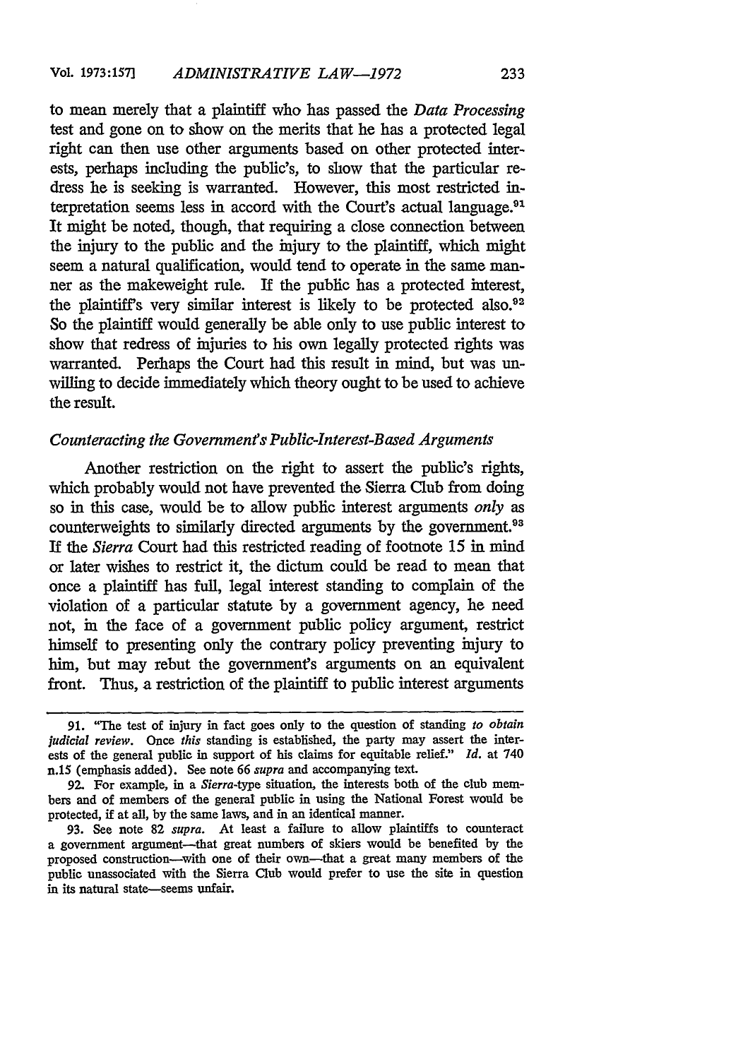to mean merely that a plaintiff who has passed the *Data Processing* test and gone on to show on the merits that he has a protected legal right can then use other arguments based on other protected interests, perhaps including the public's, to show that the particular redress he is seeking is warranted. However, this most restricted interpretation seems less in accord with the Court's actual language.[91] It might be noted, though, that requiring a close connection between the injury to the public and the injury to the plaintiff, which might seem a natural qualification, would tend to operate in the same manner as the makeweight rule. If the public has a protected interest, the plaintiff's very similar interest is likely to be protected also.[92] So the plaintiff would generally be able only to use public interest to show that redress of injuries to his own legally protected rights was warranted. Perhaps the Court had this result in mind, but was unwilling to decide immediately which theory ought to be used to achieve the result.

### *Counteracting the Government's Public-Interest-Based Arguments*

Another restriction on the right to assert the public's rights, which probably would not have prevented the Sierra Club from doing so in this case, would be to allow public interest arguments *only* as counterweights to similarly directed arguments by the government.[93] If the *Sierra* Court had this restricted reading of footnote 15 in mind or later wishes to restrict it, the dictum could be read to mean that once a plaintiff has full, legal interest standing to complain of the violation of a particular statute by a government agency, he need not, in the face of a government public policy argument, restrict himself to presenting only the contrary policy preventing injury to him, but may rebut the government's arguments on an equivalent front. Thus, a restriction of the plaintiff to public interest arguments

---

91. "The test of injury in fact goes only to the question of standing *to obtain judicial review*. Once *this* standing is established, the party may assert the interests of the general public in support of his claims for equitable relief." *Id.* at 740 n.15 (emphasis added). See note 66 *supra* and accompanying text.

92. For example, in a *Sierra*-type situation, the interests both of the club members and of members of the general public in using the National Forest would be protected, if at all, by the same laws, and in an identical manner.

93. See note 82 *supra*. At least a failure to allow plaintiffs to counteract a government argument—that great numbers of skiers would be benefited by the proposed construction—with one of their own—that a great many members of the public unassociated with the Sierra Club would prefer to use the site in question in its natural state—seems unfair.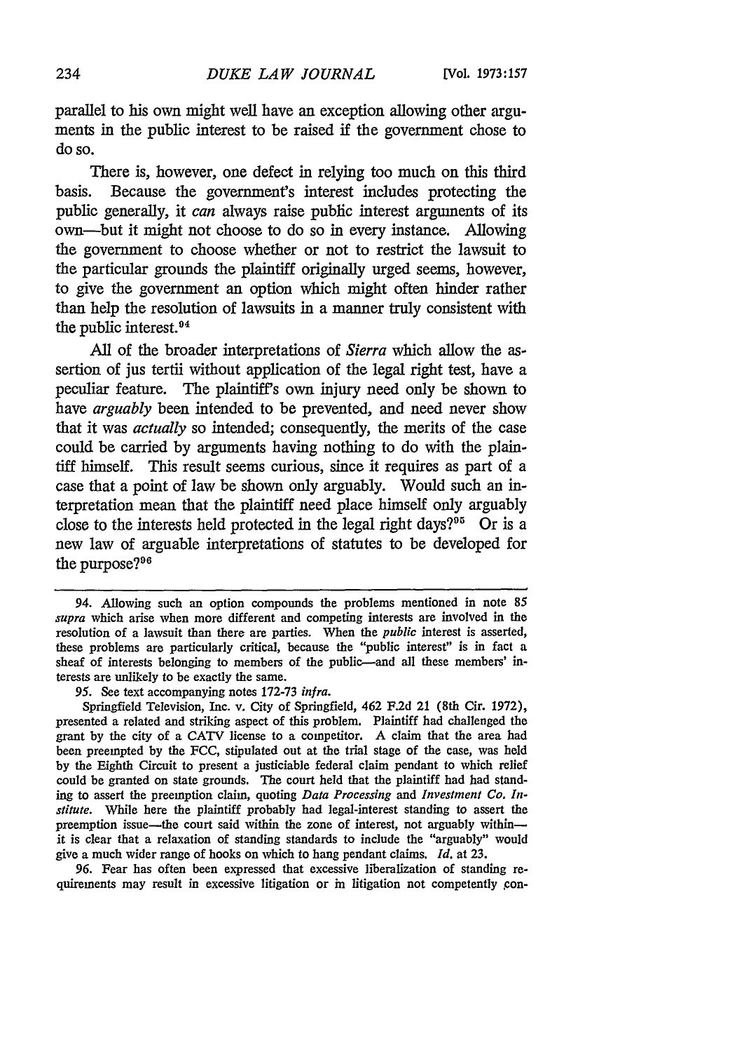parallel to his own might well have an exception allowing other arguments in the public interest to be raised if the government chose to do so.

There is, however, one defect in relying too much on this third basis. Because the government's interest includes protecting the public generally, it *can* always raise public interest arguments of its own—but it might not choose to do so in every instance. Allowing the government to choose whether or not to restrict the lawsuit to the particular grounds the plaintiff originally urged seems, however, to give the government an option which might often hinder rather than help the resolution of lawsuits in a manner truly consistent with the public interest.[94]

All of the broader interpretations of *Sierra* which allow the assertion of jus tertii without application of the legal right test, have a peculiar feature. The plaintiff's own injury need only be shown to have *arguably* been intended to be prevented, and need never show that it was *actually* so intended; consequently, the merits of the case could be carried by arguments having nothing to do with the plaintiff himself. This result seems curious, since it requires as part of a case that a point of law be shown only arguably. Would such an interpretation mean that the plaintiff need place himself only arguably close to the interests held protected in the legal right days?[95] Or is a new law of arguable interpretations of statutes to be developed for the purpose?[96]

---

94. Allowing such an option compounds the problems mentioned in note 85 *supra* which arise when more different and competing interests are involved in the resolution of a lawsuit than there are parties. When the *public* interest is asserted, these problems are particularly critical, because the "public interest" is in fact a sheaf of interests belonging to members of the public—and all these members' interests are unlikely to be exactly the same.

95. See text accompanying notes 172-73 *infra*.

Springfield Television, Inc. v. City of Springfield, 462 F.2d 21 (8th Cir. 1972), presented a related and striking aspect of this problem. Plaintiff had challenged the grant by the city of a CATV license to a competitor. A claim that the area had been preempted by the FCC, stipulated out at the trial stage of the case, was held by the Eighth Circuit to present a justiciable federal claim pendant to which relief could be granted on state grounds. The court held that the plaintiff had had standing to assert the preemption claim, quoting *Data Processing* and *Investment Co. Institute*. While here the plaintiff probably had legal-interest standing to assert the preemption issue—the court said within the zone of interest, not arguably within—it is clear that a relaxation of standing standards to include the "arguably" would give a much wider range of hooks on which to hang pendant claims. *Id.* at 23.

96. Fear has often been expressed that excessive liberalization of standing requirements may result in excessive litigation or in litigation not competently con-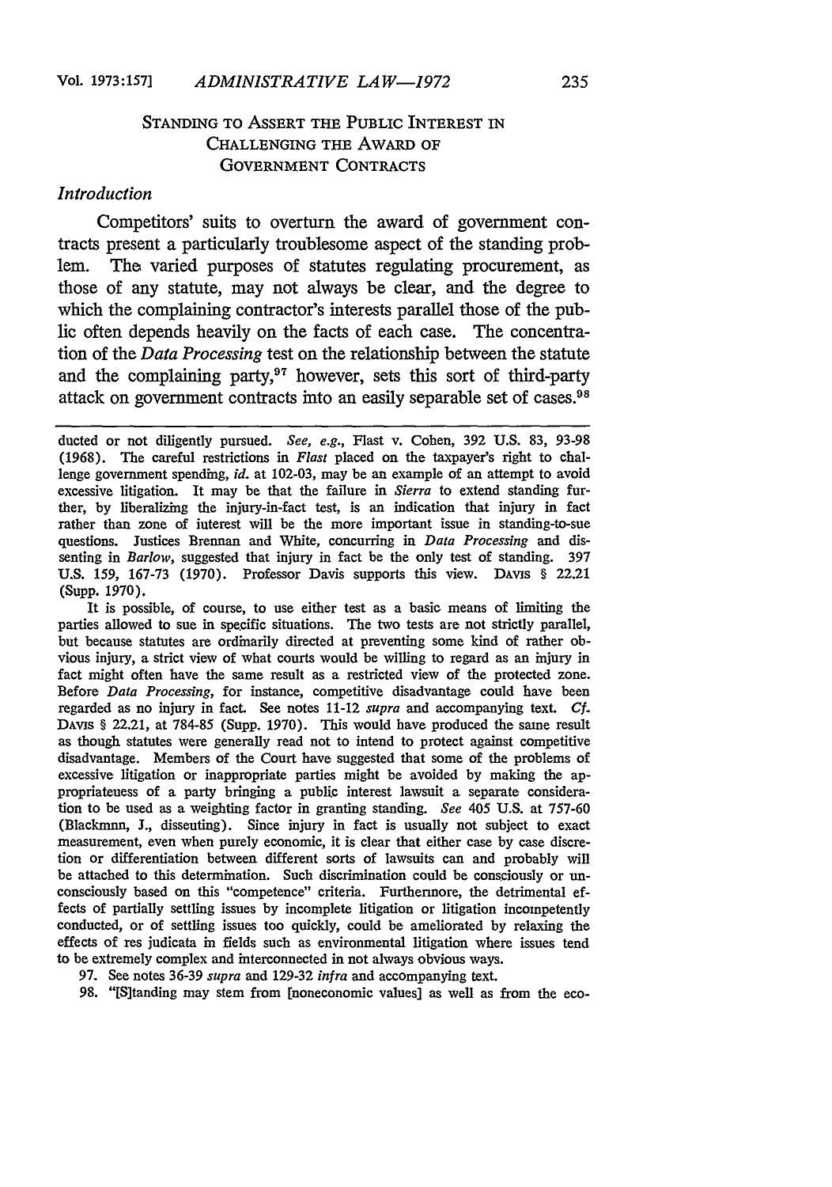### STANDING TO ASSERT THE PUBLIC INTEREST IN CHALLENGING THE AWARD OF GOVERNMENT CONTRACTS

*Introduction*

Competitors' suits to overturn the award of government contracts present a particularly troublesome aspect of the standing problem. The varied purposes of statutes regulating procurement, as those of any statute, may not always be clear, and the degree to which the complaining contractor's interests parallel those of the public often depends heavily on the facts of each case. The concentration of the *Data Processing* test on the relationship between the statute and the complaining party,[97] however, sets this sort of third-party attack on government contracts into an easily separable set of cases.[98]

---

ducted or not diligently pursued. *See, e.g.*, Flast v. Cohen, 392 U.S. 83, 93-98 (1968). The careful restrictions in *Flast* placed on the taxpayer's right to challenge government spending, *id.* at 102-03, may be an example of an attempt to avoid excessive litigation. It may be that the failure in *Sierra* to extend standing further, by liberalizing the injury-in-fact test, is an indication that injury in fact rather than zone of interest will be the more important issue in standing-to-sue questions. Justices Brennan and White, concurring in *Data Processing* and dissenting in *Barlow*, suggested that injury in fact be the only test of standing. 397 U.S. 159, 167-73 (1970). Professor Davis supports this view. DAVIS § 22.21 (Supp. 1970).

It is possible, of course, to use either test as a basic means of limiting the parties allowed to sue in specific situations. The two tests are not strictly parallel, but because statutes are ordinarily directed at preventing some kind of rather obvious injury, a strict view of what courts would be willing to regard as an injury in fact might often have the same result as a restricted view of the protected zone. Before *Data Processing*, for instance, competitive disadvantage could have been regarded as no injury in fact. See notes 11-12 *supra* and accompanying text. *Cf.* DAVIS § 22.21, at 784-85 (Supp. 1970). This would have produced the same result as though statutes were generally read not to intend to protect against competitive disadvantage. Members of the Court have suggested that some of the problems of excessive litigation or inappropriate parties might be avoided by making the appropriateness of a party bringing a public interest lawsuit a separate consideration to be used as a weighting factor in granting standing. *See* 405 U.S. at 757-60 (Blackmun, J., dissenting). Since injury in fact is usually not subject to exact measurement, even when purely economic, it is clear that either case by case discretion or differentiation between different sorts of lawsuits can and probably will be attached to this determination. Such discrimination could be consciously or unconsciously based on this "competence" criteria. Furthermore, the detrimental effects of partially settling issues by incomplete litigation or litigation incompetently conducted, or of settling issues too quickly, could be ameliorated by relaxing the effects of res judicata in fields such as environmental litigation where issues tend to be extremely complex and interconnected in not always obvious ways.

97. See notes 36-39 *supra* and 129-32 *infra* and accompanying text.

98. "[S]tanding may stem from [noneconomic values] as well as from the eco-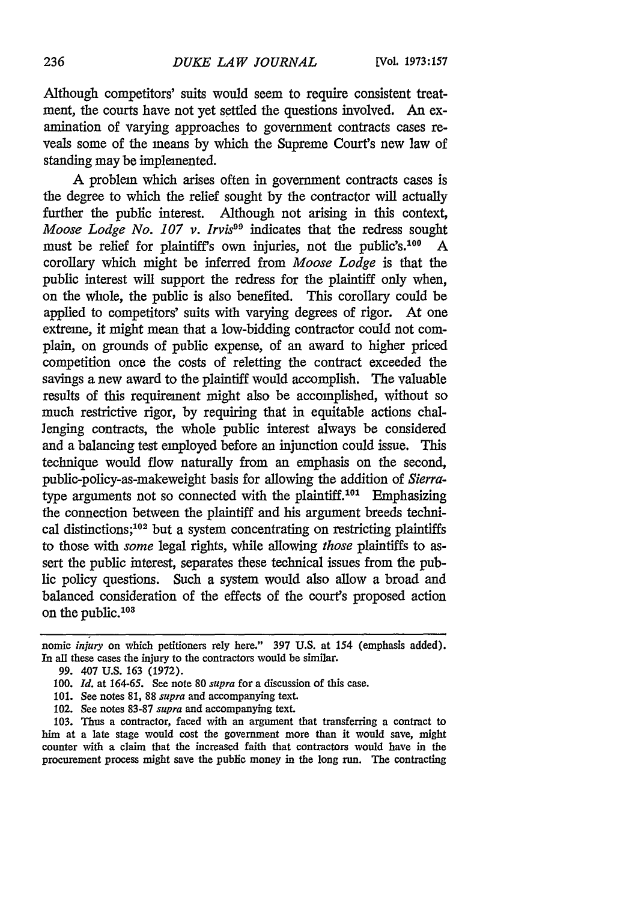Although competitors' suits would seem to require consistent treatment, the courts have not yet settled the questions involved. An examination of varying approaches to government contracts cases reveals some of the means by which the Supreme Court's new law of standing may be implemented.

A problem which arises often in government contracts cases is the degree to which the relief sought by the contractor will actually further the public interest. Although not arising in this context, *Moose Lodge No. 107 v. Irvis*[99] indicates that the redress sought must be relief for plaintiff's own injuries, not the public's.[100] A corollary which might be inferred from *Moose Lodge* is that the public interest will support the redress for the plaintiff only when, on the whole, the public is also benefited. This corollary could be applied to competitors' suits with varying degrees of rigor. At one extreme, it might mean that a low-bidding contractor could not complain, on grounds of public expense, of an award to higher priced competition once the costs of reletting the contract exceeded the savings a new award to the plaintiff would accomplish. The valuable results of this requirement might also be accomplished, without so much restrictive rigor, by requiring that in equitable actions challenging contracts, the whole public interest always be considered and a balancing test employed before an injunction could issue. This technique would flow naturally from an emphasis on the second, public-policy-as-makeweight basis for allowing the addition of *Sierra*-type arguments not so connected with the plaintiff.[101] Emphasizing the connection between the plaintiff and his argument breeds technical distinctions;[102] but a system concentrating on restricting plaintiffs to those with *some* legal rights, while allowing *those* plaintiffs to assert the public interest, separates these technical issues from the public policy questions. Such a system would also allow a broad and balanced consideration of the effects of the court's proposed action on the public.[103]

---

nomic *injury* on which petitioners rely here." 397 U.S. at 154 (emphasis added). In all these cases the injury to the contractors would be similar.

99. 407 U.S. 163 (1972).

100. *Id.* at 164-65. See note 80 *supra* for a discussion of this case.

101. See notes 81, 88 *supra* and accompanying text.

102. See notes 83-87 *supra* and accompanying text.

103. Thus a contractor, faced with an argument that transferring a contract to him at a late stage would cost the government more than it would save, might counter with a claim that the increased faith that contractors would have in the procurement process might save the public money in the long run. The contracting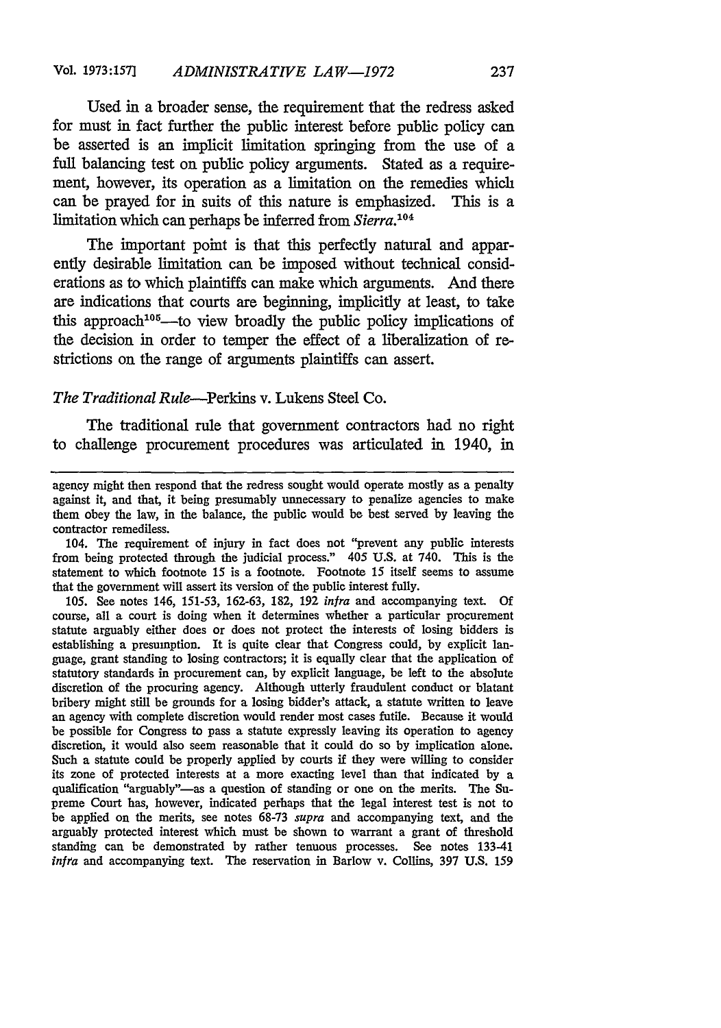Used in a broader sense, the requirement that the redress asked for must in fact further the public interest before public policy can be asserted is an implicit limitation springing from the use of a full balancing test on public policy arguments. Stated as a requirement, however, its operation as a limitation on the remedies which can be prayed for in suits of this nature is emphasized. This is a limitation which can perhaps be inferred from *Sierra*.[104]

The important point is that this perfectly natural and apparently desirable limitation can be imposed without technical considerations as to which plaintiffs can make which arguments. And there are indications that courts are beginning, implicitly at least, to take this approach[105]—to view broadly the public policy implications of the decision in order to temper the effect of a liberalization of restrictions on the range of arguments plaintiffs can assert.

### *The Traditional Rule*—Perkins v. Lukens Steel Co.

The traditional rule that government contractors had no right to challenge procurement procedures was articulated in 1940, in

---

agency might then respond that the redress sought would operate mostly as a penalty against it, and that, it being presumably unnecessary to penalize agencies to make them obey the law, in the balance, the public would be best served by leaving the contractor remediless.

104. The requirement of injury in fact does not "prevent any public interests from being protected through the judicial process." 405 U.S. at 740. This is the statement to which footnote 15 is a footnote. Footnote 15 itself seems to assume that the government will assert its version of the public interest fully.

105. See notes 146, 151-53, 162-63, 182, 192 *infra* and accompanying text. Of course, all a court is doing when it determines whether a particular procurement statute arguably either does or does not protect the interests of losing bidders is establishing a presumption. It is quite clear that Congress could, by explicit language, grant standing to losing contractors; it is equally clear that the application of statutory standards in procurement can, by explicit language, be left to the absolute discretion of the procuring agency. Although utterly fraudulent conduct or blatant bribery might still be grounds for a losing bidder's attack, a statute written to leave an agency with complete discretion would render most cases futile. Because it would be possible for Congress to pass a statute expressly leaving its operation to agency discretion, it would also seem reasonable that it could do so by implication alone. Such a statute could be properly applied by courts if they were willing to consider its zone of protected interests at a more exacting level than that indicated by a qualification "arguably"—as a question of standing or one on the merits. The Supreme Court has, however, indicated perhaps that the legal interest test is not to be applied on the merits, see notes 68-73 *supra* and accompanying text, and the arguably protected interest which must be shown to warrant a grant of threshold standing can be demonstrated by rather tenuous processes. See notes 133-41 *infra* and accompanying text. The reservation in Barlow v. Collins, 397 U.S. 159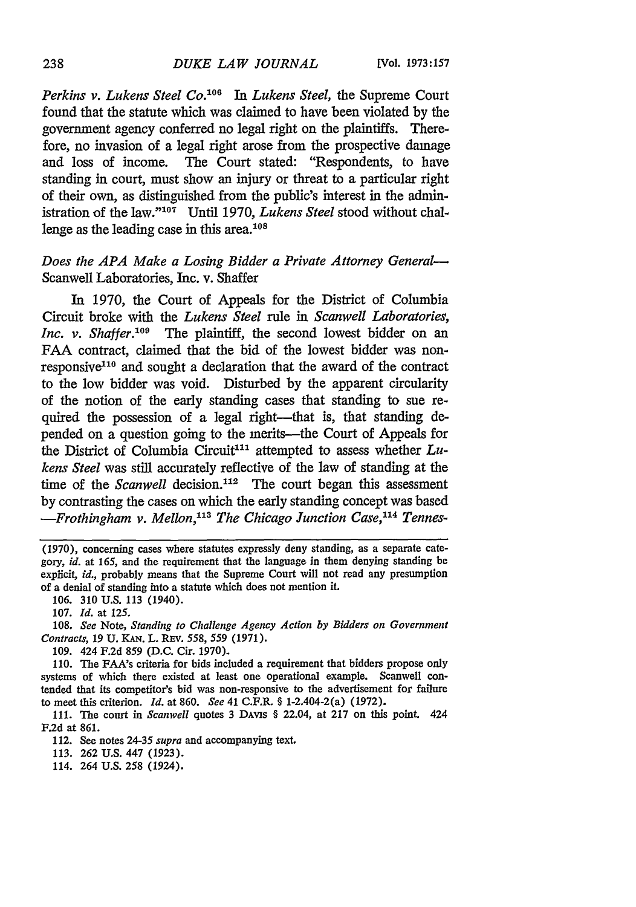*Perkins v. Lukens Steel Co.*[106] In *Lukens Steel*, the Supreme Court found that the statute which was claimed to have been violated by the government agency conferred no legal right on the plaintiffs. Therefore, no invasion of a legal right arose from the prospective damage and loss of income. The Court stated: "Respondents, to have standing in court, must show an injury or threat to a particular right of their own, as distinguished from the public's interest in the administration of the law."[107] Until 1970, *Lukens Steel* stood without challenge as the leading case in this area.[108]

*Does the APA Make a Losing Bidder a Private Attorney General*— Scanwell Laboratories, Inc. v. Shaffer

In 1970, the Court of Appeals for the District of Columbia Circuit broke with the *Lukens Steel* rule in *Scanwell Laboratories, Inc. v. Shaffer*.[109] The plaintiff, the second lowest bidder on an FAA contract, claimed that the bid of the lowest bidder was nonresponsive[110] and sought a declaration that the award of the contract to the low bidder was void. Disturbed by the apparent circularity of the notion of the early standing cases that standing to sue required the possession of a legal right—that is, that standing depended on a question going to the merits—the Court of Appeals for the District of Columbia Circuit[111] attempted to assess whether *Lukens Steel* was still accurately reflective of the law of standing at the time of the *Scanwell* decision.[112] The court began this assessment by contrasting the cases on which the early standing concept was based —*Frothingham v. Mellon*,[113] *The Chicago Junction Case*,[114] *Tennes-*

---

(1970), concerning cases where statutes expressly deny standing, as a separate category, *id.* at 165, and the requirement that the language in them denying standing be explicit, *id.*, probably means that the Supreme Court will not read any presumption of a denial of standing into a statute which does not mention it.

106. 310 U.S. 113 (1940).

107. *Id.* at 125.

108. *See* Note, *Standing to Challenge Agency Action by Bidders on Government Contracts*, 19 U. KAN. L. REV. 558, 559 (1971).

109. 424 F.2d 859 (D.C. Cir. 1970).

110. The FAA's criteria for bids included a requirement that bidders propose only systems of which there existed at least one operational example. Scanwell contended that its competitor's bid was non-responsive to the advertisement for failure to meet this criterion. *Id.* at 860. *See* 41 C.F.R. § 1-2.404-2(a) (1972).

111. The court in *Scanwell* quotes 3 DAVIS § 22.04, at 217 on this point. 424 F.2d at 861.

112. See notes 24-35 *supra* and accompanying text.

113. 262 U.S. 447 (1923).

114. 264 U.S. 258 (1924).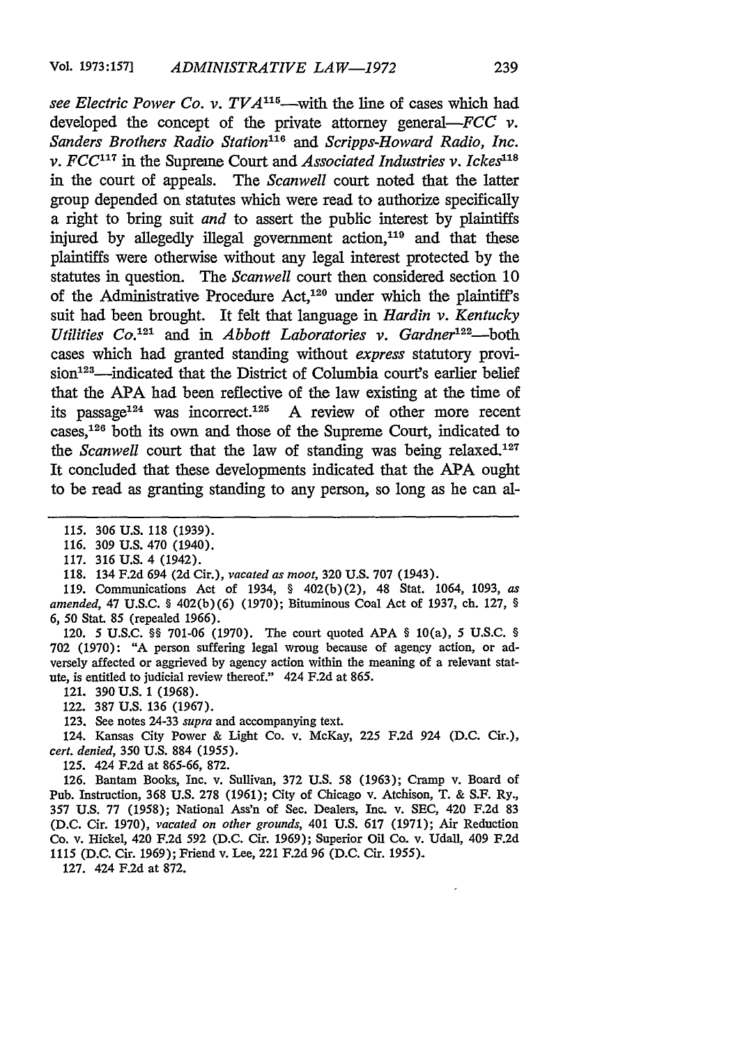*see Electric Power Co. v. TVA*[115]—with the line of cases which had developed the concept of the private attorney general—*FCC v. Sanders Brothers Radio Station*[116] and *Scripps-Howard Radio, Inc. v. FCC*[117] in the Supreme Court and *Associated Industries v. Ickes*[118] in the court of appeals. The *Scanwell* court noted that the latter group depended on statutes which were read to authorize specifically a right to bring suit *and* to assert the public interest by plaintiffs injured by allegedly illegal government action,[119] and that these plaintiffs were otherwise without any legal interest protected by the statutes in question. The *Scanwell* court then considered section 10 of the Administrative Procedure Act,[120] under which the plaintiff's suit had been brought. It felt that language in *Hardin v. Kentucky Utilities Co.*[121] and in *Abbott Laboratories v. Gardner*[122]—both cases which had granted standing without *express* statutory provision[123]—indicated that the District of Columbia court's earlier belief that the APA had been reflective of the law existing at the time of its passage[124] was incorrect.[125] A review of other more recent cases,[126] both its own and those of the Supreme Court, indicated to the *Scanwell* court that the law of standing was being relaxed.[127] It concluded that these developments indicated that the APA ought to be read as granting standing to any person, so long as he can al-

---

115. 306 U.S. 118 (1939).

116. 309 U.S. 470 (1940).

117. 316 U.S. 4 (1942).

118. 134 F.2d 694 (2d Cir.), *vacated as moot*, 320 U.S. 707 (1943).

119. Communications Act of 1934, § 402(b)(2), 48 Stat. 1064, 1093, *as amended*, 47 U.S.C. § 402(b)(6) (1970); Bituminous Coal Act of 1937, ch. 127, § 6, 50 Stat. 85 (repealed 1966).

120. 5 U.S.C. §§ 701-06 (1970). The court quoted APA § 10(a), 5 U.S.C. § 702 (1970): "A person suffering legal wrong because of agency action, or adversely affected or aggrieved by agency action within the meaning of a relevant statute, is entitled to judicial review thereof." 424 F.2d at 865.

121. 390 U.S. 1 (1968).

122. 387 U.S. 136 (1967).

123. See notes 24-33 *supra* and accompanying text.

124. Kansas City Power & Light Co. v. McKay, 225 F.2d 924 (D.C. Cir.), *cert. denied*, 350 U.S. 884 (1955).

125. 424 F.2d at 865-66, 872.

126. Bantam Books, Inc. v. Sullivan, 372 U.S. 58 (1963); Cramp v. Board of Pub. Instruction, 368 U.S. 278 (1961); City of Chicago v. Atchison, T. & S.F. Ry., 357 U.S. 77 (1958); National Ass'n of Sec. Dealers, Inc. v. SEC, 420 F.2d 83 (D.C. Cir. 1970), *vacated on other grounds*, 401 U.S. 617 (1971); Air Reduction Co. v. Hickel, 420 F.2d 592 (D.C. Cir. 1969); Superior Oil Co. v. Udall, 409 F.2d 1115 (D.C. Cir. 1969); Friend v. Lee, 221 F.2d 96 (D.C. Cir. 1955).

127. 424 F.2d at 872.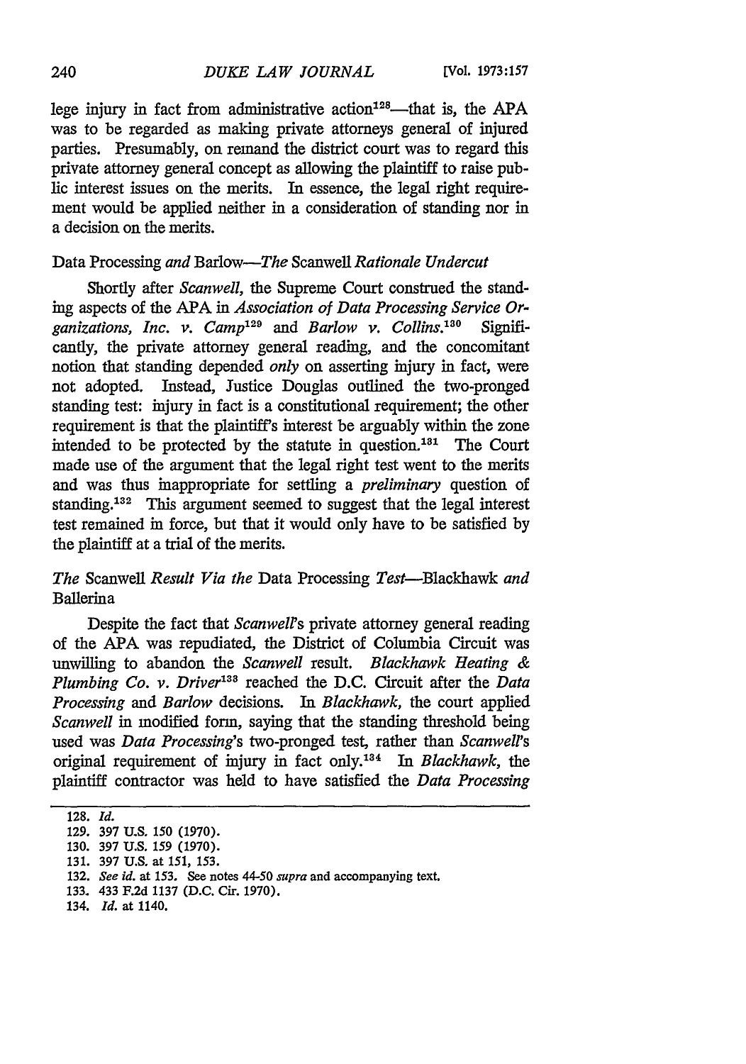lege injury in fact from administrative action[128]—that is, the APA was to be regarded as making private attorneys general of injured parties. Presumably, on remand the district court was to regard this private attorney general concept as allowing the plaintiff to raise public interest issues on the merits. In essence, the legal right requirement would be applied neither in a consideration of standing nor in a decision on the merits.

### *Data Processing* and *Barlow*—The *Scanwell* Rationale Undercut

Shortly after *Scanwell*, the Supreme Court construed the standing aspects of the APA in *Association of Data Processing Service Organizations, Inc. v. Camp*[129] and *Barlow v. Collins*.[130] Significantly, the private attorney general reading, and the concomitant notion that standing depended *only* on asserting injury in fact, were not adopted. Instead, Justice Douglas outlined the two-pronged standing test: injury in fact is a constitutional requirement; the other requirement is that the plaintiff's interest be arguably within the zone intended to be protected by the statute in question.[131] The Court made use of the argument that the legal right test went to the merits and was thus inappropriate for settling a *preliminary* question of standing.[132] This argument seemed to suggest that the legal interest test remained in force, but that it would only have to be satisfied by the plaintiff at a trial of the merits.

### The *Scanwell* Result Via the *Data Processing* Test—*Blackhawk* and *Ballerina*

Despite the fact that *Scanwell*'s private attorney general reading of the APA was repudiated, the District of Columbia Circuit was unwilling to abandon the *Scanwell* result. *Blackhawk Heating & Plumbing Co. v. Driver*[133] reached the D.C. Circuit after the *Data Processing* and *Barlow* decisions. In *Blackhawk*, the court applied *Scanwell* in modified form, saying that the standing threshold being used was *Data Processing*'s two-pronged test, rather than *Scanwell*'s original requirement of injury in fact only.[134] In *Blackhawk*, the plaintiff contractor was held to have satisfied the *Data Processing*

---

128. *Id.*
129. 397 U.S. 150 (1970).
130. 397 U.S. 159 (1970).
131. 397 U.S. at 151, 153.
132. *See id.* at 153. See notes 44-50 *supra* and accompanying text.
133. 433 F.2d 1137 (D.C. Cir. 1970).
134. *Id.* at 1140.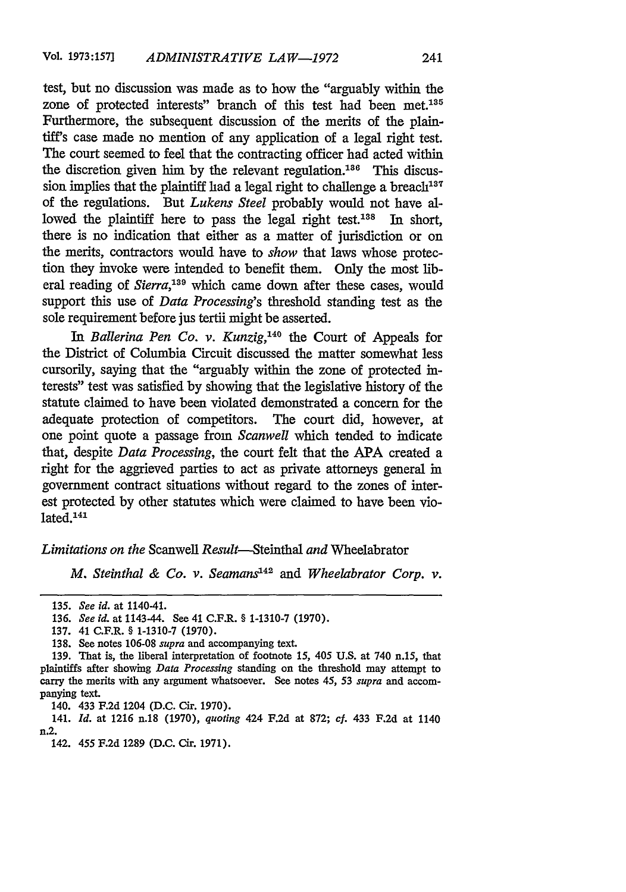test, but no discussion was made as to how the "arguably within the zone of protected interests" branch of this test had been met.[135] Furthermore, the subsequent discussion of the merits of the plaintiff's case made no mention of any application of a legal right test. The court seemed to feel that the contracting officer had acted within the discretion given him by the relevant regulation.[136] This discussion implies that the plaintiff had a legal right to challenge a breach[137] of the regulations. But *Lukens Steel* probably would not have allowed the plaintiff here to pass the legal right test.[138] In short, there is no indication that either as a matter of jurisdiction or on the merits, contractors would have to *show* that laws whose protection they invoke were intended to benefit them. Only the most liberal reading of *Sierra*,[139] which came down after these cases, would support this use of *Data Processing*'s threshold standing test as the sole requirement before jus tertii might be asserted.

In *Ballerina Pen Co. v. Kunzig*,[140] the Court of Appeals for the District of Columbia Circuit discussed the matter somewhat less cursorily, saying that the "arguably within the zone of protected interests" test was satisfied by showing that the legislative history of the statute claimed to have been violated demonstrated a concern for the adequate protection of competitors. The court did, however, at one point quote a passage from *Scanwell* which tended to indicate that, despite *Data Processing*, the court felt that the APA created a right for the aggrieved parties to act as private attorneys general in government contract situations without regard to the zones of interest protected by other statutes which were claimed to have been violated.[141]

*Limitations on the* Scanwell *Result*—Steinthal *and* Wheelabrator

*M. Steinthal & Co. v. Seamans*[142] and *Wheelabrator Corp. v.*

---

135. *See id.* at 1140-41.

136. *See id.* at 1143-44. See 41 C.F.R. § 1-1310-7 (1970).

137. 41 C.F.R. § 1-1310-7 (1970).

138. See notes 106-08 *supra* and accompanying text.

139. That is, the liberal interpretation of footnote 15, 405 U.S. at 740 n.15, that plaintiffs after showing *Data Processing* standing on the threshold may attempt to carry the merits with any argument whatsoever. See notes 45, 53 *supra* and accompanying text.

140. 433 F.2d 1204 (D.C. Cir. 1970).

141. *Id.* at 1216 n.18 (1970), *quoting* 424 F.2d at 872; *cf.* 433 F.2d at 1140 n.2.

142. 455 F.2d 1289 (D.C. Cir. 1971).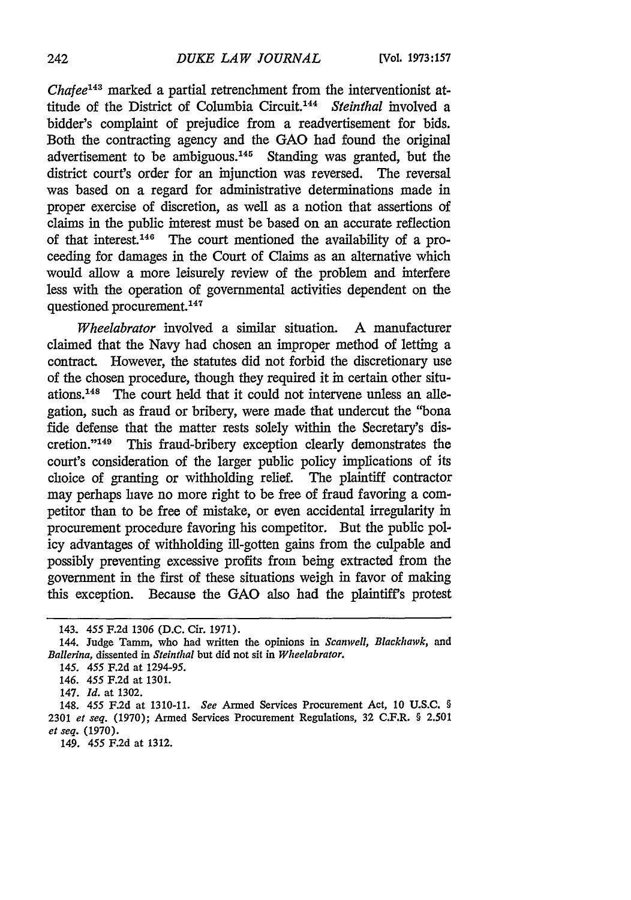*Chafee*[143] marked a partial retrenchment from the interventionist attitude of the District of Columbia Circuit.[144] *Steinthal* involved a bidder's complaint of prejudice from a readvertisement for bids. Both the contracting agency and the GAO had found the original advertisement to be ambiguous.[145] Standing was granted, but the district court's order for an injunction was reversed. The reversal was based on a regard for administrative determinations made in proper exercise of discretion, as well as a notion that assertions of claims in the public interest must be based on an accurate reflection of that interest.[146] The court mentioned the availability of a proceeding for damages in the Court of Claims as an alternative which would allow a more leisurely review of the problem and interfere less with the operation of governmental activities dependent on the questioned procurement.[147]

*Wheelabrator* involved a similar situation. A manufacturer claimed that the Navy had chosen an improper method of letting a contract. However, the statutes did not forbid the discretionary use of the chosen procedure, though they required it in certain other situations.[148] The court held that it could not intervene unless an allegation, such as fraud or bribery, were made that undercut the "bona fide defense that the matter rests solely within the Secretary's discretion."[149] This fraud-bribery exception clearly demonstrates the court's consideration of the larger public policy implications of its choice of granting or withholding relief. The plaintiff contractor may perhaps have no more right to be free of fraud favoring a competitor than to be free of mistake, or even accidental irregularity in procurement procedure favoring his competitor. But the public policy advantages of withholding ill-gotten gains from the culpable and possibly preventing excessive profits from being extracted from the government in the first of these situations weigh in favor of making this exception. Because the GAO also had the plaintiff's protest

---

143. 455 F.2d 1306 (D.C. Cir. 1971).

144. Judge Tamm, who had written the opinions in *Scanwell, Blackhawk*, and *Ballerina*, dissented in *Steinthal* but did not sit in *Wheelabrator*.

145. 455 F.2d at 1294-95.

146. 455 F.2d at 1301.

147. *Id.* at 1302.

148. 455 F.2d at 1310-11. *See* Armed Services Procurement Act, 10 U.S.C. § 2301 *et seq.* (1970); Armed Services Procurement Regulations, 32 C.F.R. § 2.501 *et seq.* (1970).

149. 455 F.2d at 1312.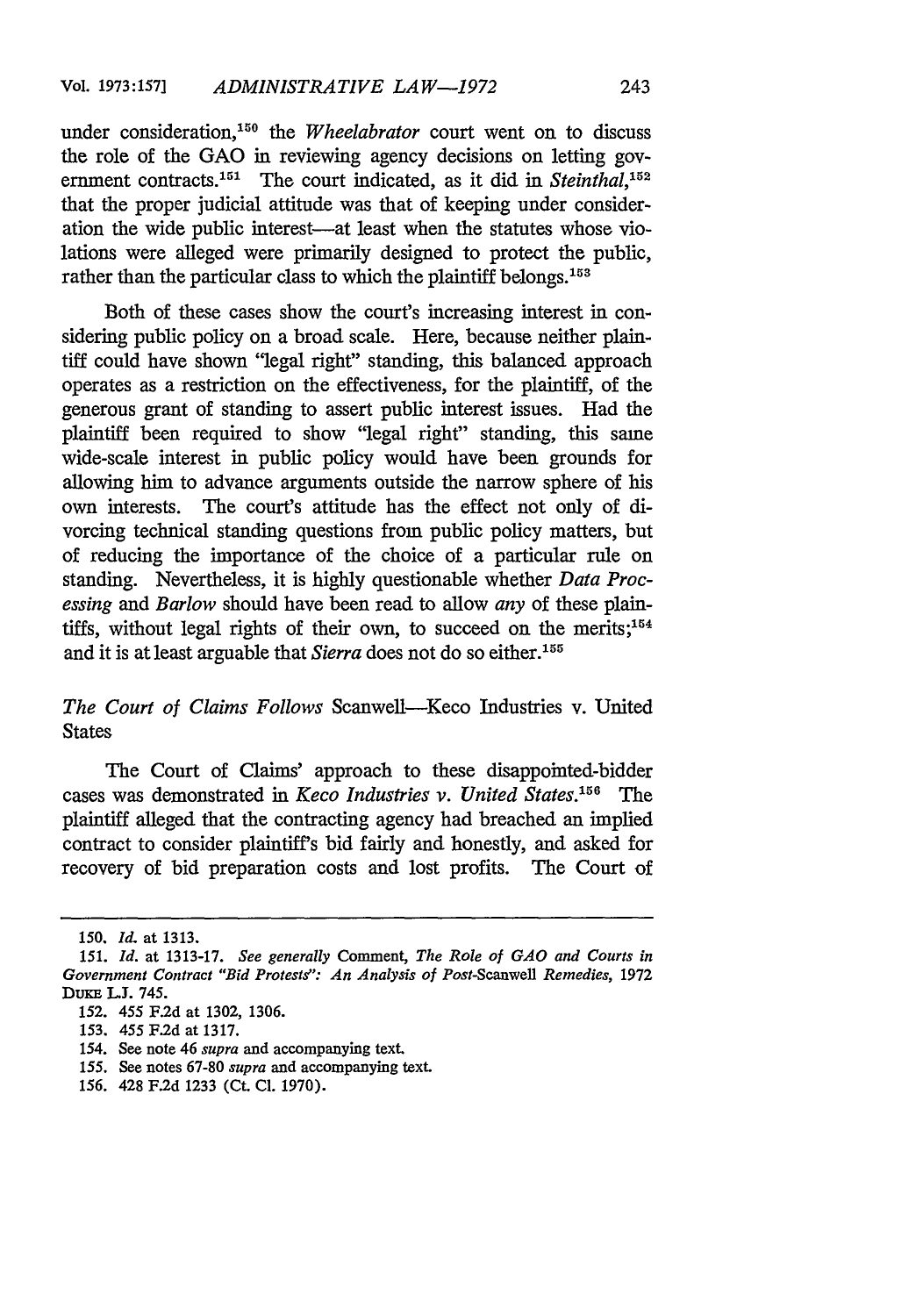under consideration,[150] the *Wheelabrator* court went on to discuss the role of the GAO in reviewing agency decisions on letting government contracts.[151] The court indicated, as it did in *Steinthal*,[152] that the proper judicial attitude was that of keeping under consideration the wide public interest—at least when the statutes whose violations were alleged were primarily designed to protect the public, rather than the particular class to which the plaintiff belongs.[153]

Both of these cases show the court's increasing interest in considering public policy on a broad scale. Here, because neither plaintiff could have shown "legal right" standing, this balanced approach operates as a restriction on the effectiveness, for the plaintiff, of the generous grant of standing to assert public interest issues. Had the plaintiff been required to show "legal right" standing, this same wide-scale interest in public policy would have been grounds for allowing him to advance arguments outside the narrow sphere of his own interests. The court's attitude has the effect not only of divorcing technical standing questions from public policy matters, but of reducing the importance of the choice of a particular rule on standing. Nevertheless, it is highly questionable whether *Data Processing* and *Barlow* should have been read to allow *any* of these plaintiffs, without legal rights of their own, to succeed on the merits;[154] and it is at least arguable that *Sierra* does not do so either.[155]

*The Court of Claims Follows* Scanwell—Keco Industries v. United States

The Court of Claims' approach to these disappointed-bidder cases was demonstrated in *Keco Industries v. United States*.[156] The plaintiff alleged that the contracting agency had breached an implied contract to consider plaintiff's bid fairly and honestly, and asked for recovery of bid preparation costs and lost profits. The Court of

---

150. *Id.* at 1313.

151. *Id.* at 1313-17. *See generally* Comment, *The Role of GAO and Courts in Government Contract "Bid Protests": An Analysis of Post-*Scanwell *Remedies*, 1972 DUKE L.J. 745.

152. 455 F.2d at 1302, 1306.

153. 455 F.2d at 1317.

154. See note 46 *supra* and accompanying text.

155. See notes 67-80 *supra* and accompanying text.

156. 428 F.2d 1233 (Ct. Cl. 1970).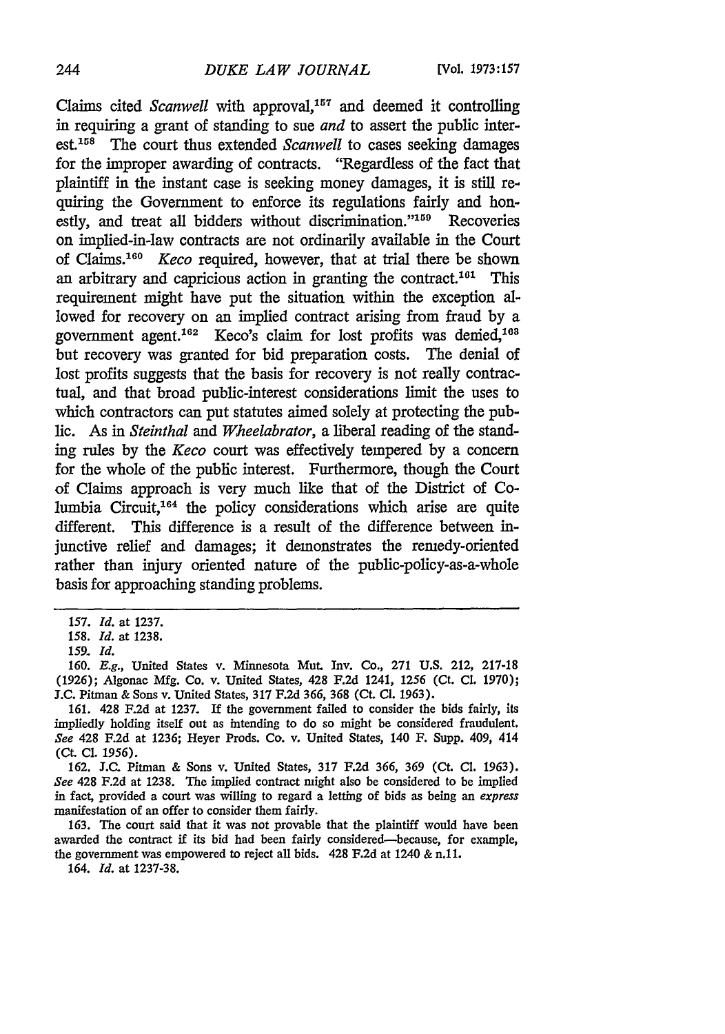Claims cited *Scanwell* with approval,[157] and deemed it controlling in requiring a grant of standing to sue *and* to assert the public interest.[158] The court thus extended *Scanwell* to cases seeking damages for the improper awarding of contracts. "Regardless of the fact that plaintiff in the instant case is seeking money damages, it is still requiring the Government to enforce its regulations fairly and honestly, and treat all bidders without discrimination."[159] Recoveries on implied-in-law contracts are not ordinarily available in the Court of Claims.[160] *Keco* required, however, that at trial there be shown an arbitrary and capricious action in granting the contract.[161] This requirement might have put the situation within the exception allowed for recovery on an implied contract arising from fraud by a government agent.[162] Keco's claim for lost profits was denied,[163] but recovery was granted for bid preparation costs. The denial of lost profits suggests that the basis for recovery is not really contractual, and that broad public-interest considerations limit the uses to which contractors can put statutes aimed solely at protecting the public. As in *Steinthal* and *Wheelabrator*, a liberal reading of the standing rules by the *Keco* court was effectively tempered by a concern for the whole of the public interest. Furthermore, though the Court of Claims approach is very much like that of the District of Columbia Circuit,[164] the policy considerations which arise are quite different. This difference is a result of the difference between injunctive relief and damages; it demonstrates the remedy-oriented rather than injury oriented nature of the public-policy-as-a-whole basis for approaching standing problems.

---

157. *Id.* at 1237.

158. *Id.* at 1238.

159. *Id.*

160. *E.g.*, United States v. Minnesota Mut. Inv. Co., 271 U.S. 212, 217-18 (1926); Algonac Mfg. Co. v. United States, 428 F.2d 1241, 1256 (Ct. Cl. 1970); J.C. Pitman & Sons v. United States, 317 F.2d 366, 368 (Ct. Cl. 1963).

161. 428 F.2d at 1237. If the government failed to consider the bids fairly, its impliedly holding itself out as intending to do so might be considered fraudulent. *See* 428 F.2d at 1236; Heyer Prods. Co. v. United States, 140 F. Supp. 409, 414 (Ct. Cl. 1956).

162. J.C. Pitman & Sons v. United States, 317 F.2d 366, 369 (Ct. Cl. 1963). *See* 428 F.2d at 1238. The implied contract might also be considered to be implied in fact, provided a court was willing to regard a letting of bids as being an *express* manifestation of an offer to consider them fairly.

163. The court said that it was not provable that the plaintiff would have been awarded the contract if its bid had been fairly considered—because, for example, the government was empowered to reject all bids. 428 F.2d at 1240 & n.11.

164. *Id.* at 1237-38.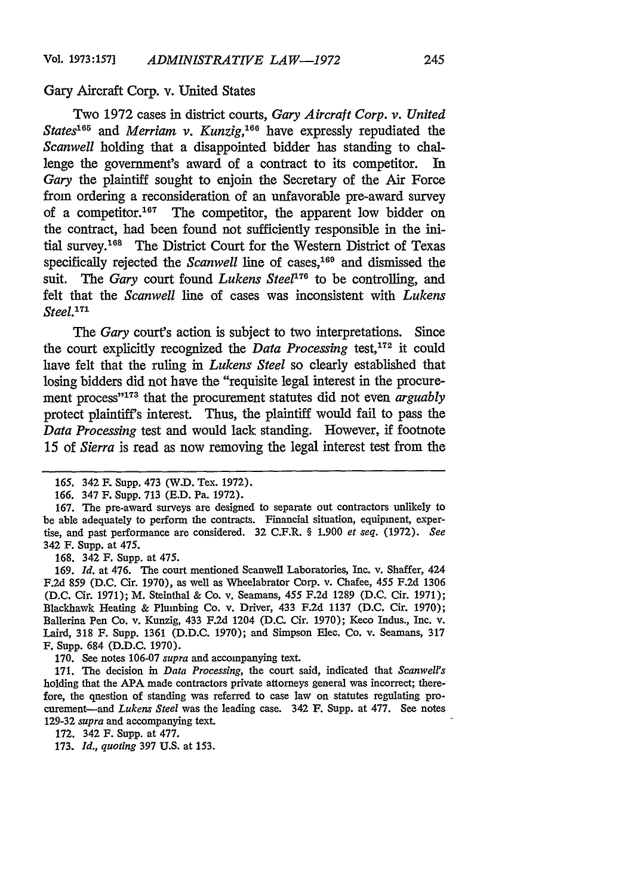Gary Aircraft Corp. v. United States

Two 1972 cases in district courts, *Gary Aircraft Corp. v. United States*[165] and *Merriam v. Kunzig*,[166] have expressly repudiated the *Scanwell* holding that a disappointed bidder has standing to challenge the government's award of a contract to its competitor. In *Gary* the plaintiff sought to enjoin the Secretary of the Air Force from ordering a reconsideration of an unfavorable pre-award survey of a competitor.[167] The competitor, the apparent low bidder on the contract, had been found not sufficiently responsible in the initial survey.[168] The District Court for the Western District of Texas specifically rejected the *Scanwell* line of cases,[169] and dismissed the suit. The *Gary* court found *Lukens Steel*[170] to be controlling, and felt that the *Scanwell* line of cases was inconsistent with *Lukens Steel*.[171]

The *Gary* court's action is subject to two interpretations. Since the court explicitly recognized the *Data Processing* test,[172] it could have felt that the ruling in *Lukens Steel* so clearly established that losing bidders did not have the "requisite legal interest in the procurement process"[173] that the procurement statutes did not even *arguably* protect plaintiff's interest. Thus, the plaintiff would fail to pass the *Data Processing* test and would lack standing. However, if footnote 15 of *Sierra* is read as now removing the legal interest test from the

---

165. 342 F. Supp. 473 (W.D. Tex. 1972).

166. 347 F. Supp. 713 (E.D. Pa. 1972).

167. The pre-award surveys are designed to separate out contractors unlikely to be able adequately to perform the contracts. Financial situation, equipment, expertise, and past performance are considered. 32 C.F.R. § 1.900 *et seq.* (1972). *See* 342 F. Supp. at 475.

168. 342 F. Supp. at 475.

169. *Id.* at 476. The court mentioned Scanwell Laboratories, Inc. v. Shaffer, 424 F.2d 859 (D.C. Cir. 1970), as well as Wheelabrator Corp. v. Chafee, 455 F.2d 1306 (D.C. Cir. 1971); M. Steinthal & Co. v. Seamans, 455 F.2d 1289 (D.C. Cir. 1971); Blackhawk Heating & Plumbing Co. v. Driver, 433 F.2d 1137 (D.C. Cir. 1970); Ballerina Pen Co. v. Kunzig, 433 F.2d 1204 (D.C. Cir. 1970); Keco Indus., Inc. v. Laird, 318 F. Supp. 1361 (D.D.C. 1970); and Simpson Elec. Co. v. Seamans, 317 F. Supp. 684 (D.D.C. 1970).

170. See notes 106-07 *supra* and accompanying text.

171. The decision in *Data Processing*, the court said, indicated that *Scanwell's* holding that the APA made contractors private attorneys general was incorrect; therefore, the question of standing was referred to case law on statutes regulating procurement—and *Lukens Steel* was the leading case. 342 F. Supp. at 477. See notes 129-32 *supra* and accompanying text.

172. 342 F. Supp. at 477.

173. *Id.*, *quoting* 397 U.S. at 153.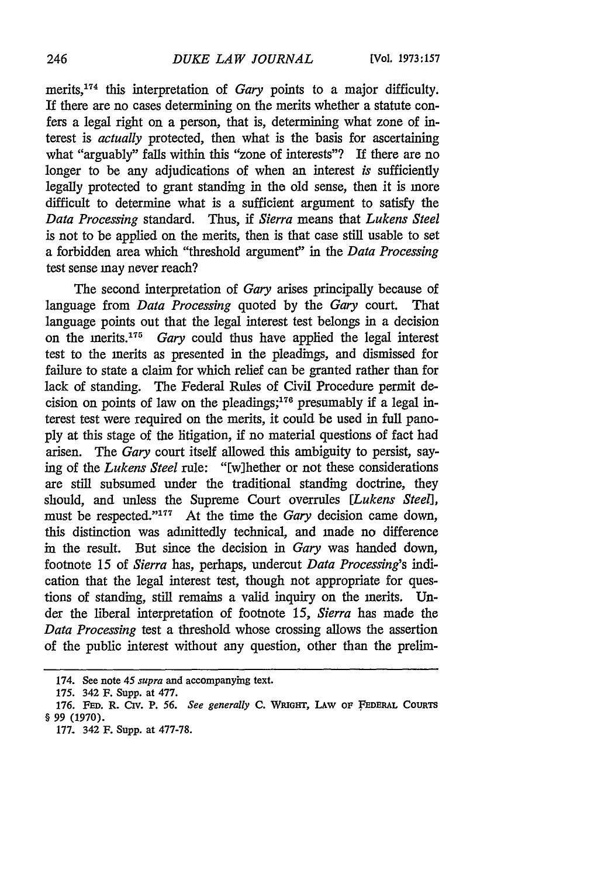merits,[174] this interpretation of *Gary* points to a major difficulty. If there are no cases determining on the merits whether a statute confers a legal right on a person, that is, determining what zone of interest is *actually* protected, then what is the basis for ascertaining what "arguably" falls within this "zone of interests"? If there are no longer to be any adjudications of when an interest *is* sufficiently legally protected to grant standing in the old sense, then it is more difficult to determine what is a sufficient argument to satisfy the *Data Processing* standard. Thus, if *Sierra* means that *Lukens Steel* is not to be applied on the merits, then is that case still usable to set a forbidden area which "threshold argument" in the *Data Processing* test sense may never reach?

The second interpretation of *Gary* arises principally because of language from *Data Processing* quoted by the *Gary* court. That language points out that the legal interest test belongs in a decision on the merits.[175] *Gary* could thus have applied the legal interest test to the merits as presented in the pleadings, and dismissed for failure to state a claim for which relief can be granted rather than for lack of standing. The Federal Rules of Civil Procedure permit decision on points of law on the pleadings;[176] presumably if a legal interest test were required on the merits, it could be used in full panoply at this stage of the litigation, if no material questions of fact had arisen. The *Gary* court itself allowed this ambiguity to persist, saying of the *Lukens Steel* rule: "[w]hether or not these considerations are still subsumed under the traditional standing doctrine, they should, and unless the Supreme Court overrules [*Lukens Steel*], must be respected."[177] At the time the *Gary* decision came down, this distinction was admittedly technical, and made no difference in the result. But since the decision in *Gary* was handed down, footnote 15 of *Sierra* has, perhaps, undercut *Data Processing*'s indication that the legal interest test, though not appropriate for questions of standing, still remains a valid inquiry on the merits. Under the liberal interpretation of footnote 15, *Sierra* has made the *Data Processing* test a threshold whose crossing allows the assertion of the public interest without any question, other than the prelim-

---

174. See note 45 *supra* and accompanying text.

175. 342 F. Supp. at 477.

176. FED. R. CIV. P. 56. *See generally* C. WRIGHT, LAW OF FEDERAL COURTS § 99 (1970).

177. 342 F. Supp. at 477-78.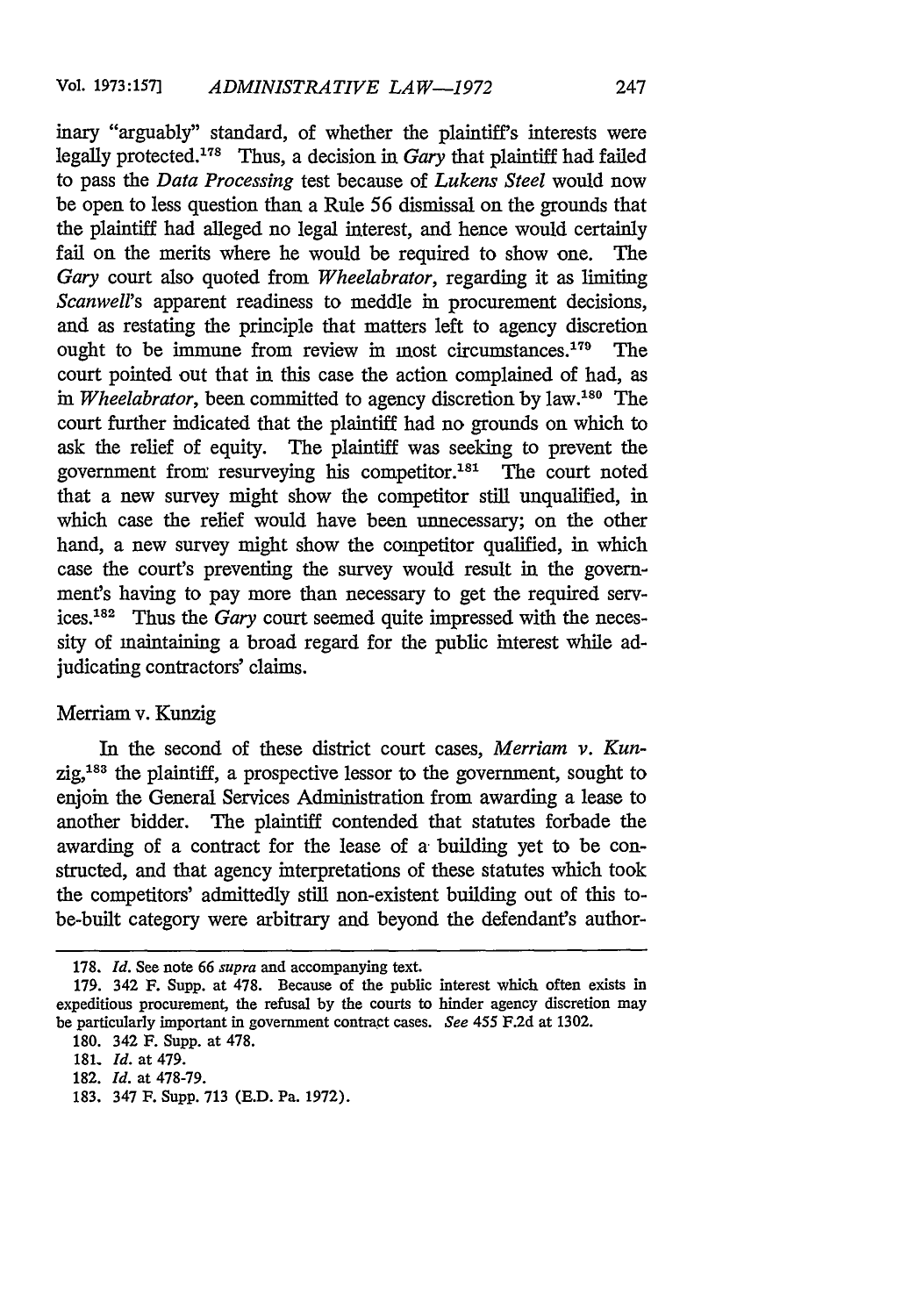inary "arguably" standard, of whether the plaintiff's interests were legally protected.[178] Thus, a decision in *Gary* that plaintiff had failed to pass the *Data Processing* test because of *Lukens Steel* would now be open to less question than a Rule 56 dismissal on the grounds that the plaintiff had alleged no legal interest, and hence would certainly fail on the merits where he would be required to show one. The *Gary* court also quoted from *Wheelabrator*, regarding it as limiting *Scanwell's* apparent readiness to meddle in procurement decisions, and as restating the principle that matters left to agency discretion ought to be immune from review in most circumstances.[179] The court pointed out that in this case the action complained of had, as in *Wheelabrator*, been committed to agency discretion by law.[180] The court further indicated that the plaintiff had no grounds on which to ask the relief of equity. The plaintiff was seeking to prevent the government from resurveying his competitor.[181] The court noted that a new survey might show the competitor still unqualified, in which case the relief would have been unnecessary; on the other hand, a new survey might show the competitor qualified, in which case the court's preventing the survey would result in the government's having to pay more than necessary to get the required services.[182] Thus the *Gary* court seemed quite impressed with the necessity of maintaining a broad regard for the public interest while adjudicating contractors' claims.

### Merriam v. Kunzig

In the second of these district court cases, *Merriam v. Kunzig*,[183] the plaintiff, a prospective lessor to the government, sought to enjoin the General Services Administration from awarding a lease to another bidder. The plaintiff contended that statutes forbade the awarding of a contract for the lease of a building yet to be constructed, and that agency interpretations of these statutes which took the competitors' admittedly still non-existent building out of this to-be-built category were arbitrary and beyond the defendant's author-

---

178. *Id.* See note 66 *supra* and accompanying text.

179. 342 F. Supp. at 478. Because of the public interest which often exists in expeditious procurement, the refusal by the courts to hinder agency discretion may be particularly important in government contract cases. *See* 455 F.2d at 1302.

180. 342 F. Supp. at 478.

181. *Id.* at 479.

182. *Id.* at 478-79.

183. 347 F. Supp. 713 (E.D. Pa. 1972).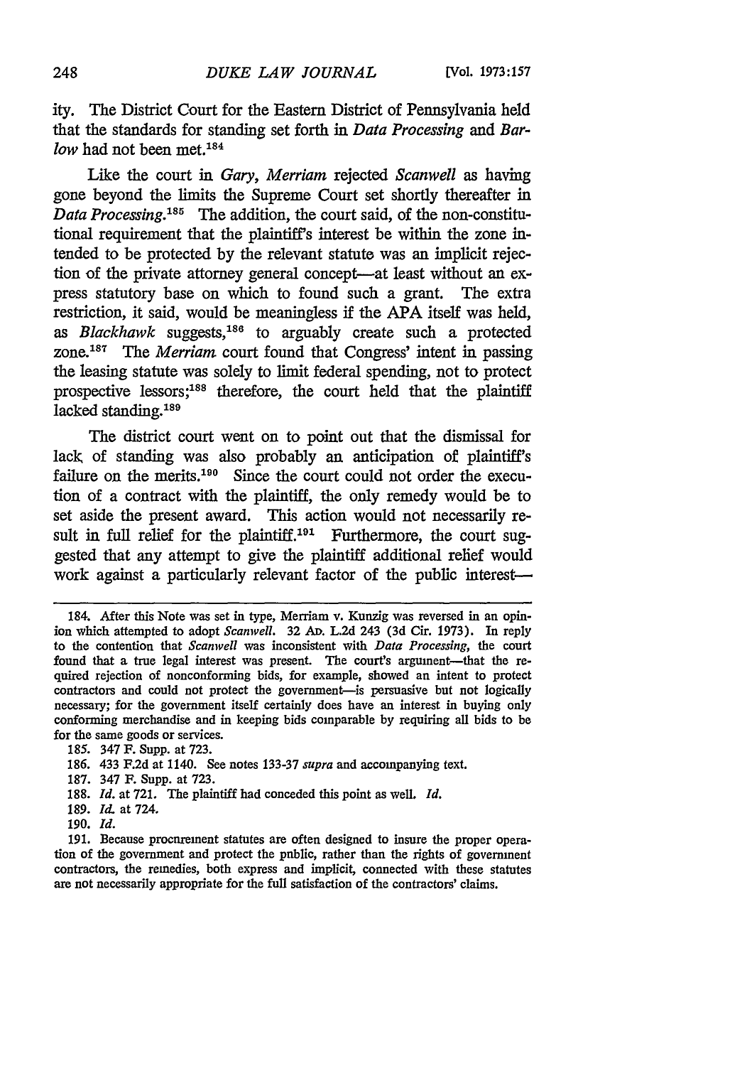ity. The District Court for the Eastern District of Pennsylvania held that the standards for standing set forth in *Data Processing* and *Barlow* had not been met.[184]

Like the court in *Gary*, *Merriam* rejected *Scanwell* as having gone beyond the limits the Supreme Court set shortly thereafter in *Data Processing*.[185] The addition, the court said, of the non-constitutional requirement that the plaintiff's interest be within the zone intended to be protected by the relevant statute was an implicit rejection of the private attorney general concept—at least without an express statutory base on which to found such a grant. The extra restriction, it said, would be meaningless if the APA itself was held, as *Blackhawk* suggests,[186] to arguably create such a protected zone.[187] The *Merriam* court found that Congress' intent in passing the leasing statute was solely to limit federal spending, not to protect prospective lessors;[188] therefore, the court held that the plaintiff lacked standing.[189]

The district court went on to point out that the dismissal for lack of standing was also probably an anticipation of plaintiff's failure on the merits.[190] Since the court could not order the execution of a contract with the plaintiff, the only remedy would be to set aside the present award. This action would not necessarily result in full relief for the plaintiff.[191] Furthermore, the court suggested that any attempt to give the plaintiff additional relief would work against a particularly relevant factor of the public interest—

---

184. After this Note was set in type, Merriam v. Kunzig was reversed in an opinion which attempted to adopt *Scanwell*. 32 AD. L.2d 243 (3d Cir. 1973). In reply to the contention that *Scanwell* was inconsistent with *Data Processing*, the court found that a true legal interest was present. The court's argument—that the required rejection of nonconforming bids, for example, showed an intent to protect contractors and could not protect the government—is persuasive but not logically necessary; for the government itself certainly does have an interest in buying only conforming merchandise and in keeping bids comparable by requiring all bids to be for the same goods or services.

185. 347 F. Supp. at 723.

186. 433 F.2d at 1140. See notes 133-37 *supra* and accompanying text.

187. 347 F. Supp. at 723.

188. *Id.* at 721. The plaintiff had conceded this point as well. *Id.*

189. *Id.* at 724.

190. *Id.*

191. Because procurement statutes are often designed to insure the proper operation of the government and protect the public, rather than the rights of government contractors, the remedies, both express and implicit, connected with these statutes are not necessarily appropriate for the full satisfaction of the contractors' claims.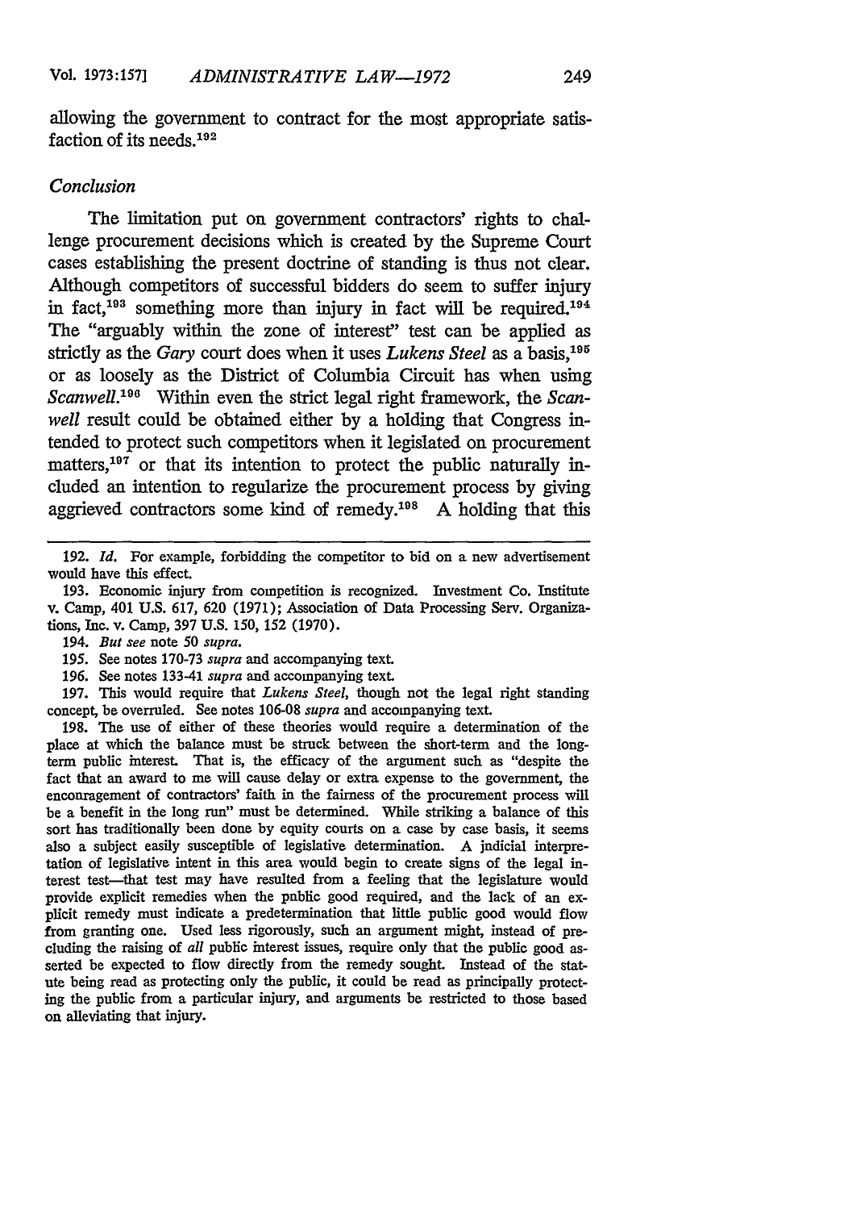allowing the government to contract for the most appropriate satisfaction of its needs.[192]

### *Conclusion*

The limitation put on government contractors' rights to challenge procurement decisions which is created by the Supreme Court cases establishing the present doctrine of standing is thus not clear. Although competitors of successful bidders do seem to suffer injury in fact,[193] something more than injury in fact will be required.[194] The "arguably within the zone of interest" test can be applied as strictly as the *Gary* court does when it uses *Lukens Steel* as a basis,[195] or as loosely as the District of Columbia Circuit has when using *Scanwell*.[196] Within even the strict legal right framework, the *Scanwell* result could be obtained either by a holding that Congress intended to protect such competitors when it legislated on procurement matters,[197] or that its intention to protect the public naturally included an intention to regularize the procurement process by giving aggrieved contractors some kind of remedy.[198] A holding that this

---

192. *Id.* For example, forbidding the competitor to bid on a new advertisement would have this effect.

193. Economic injury from competition is recognized. Investment Co. Institute v. Camp, 401 U.S. 617, 620 (1971); Association of Data Processing Serv. Organizations, Inc. v. Camp, 397 U.S. 150, 152 (1970).

194. *But see* note 50 *supra.*

195. See notes 170-73 *supra* and accompanying text.

196. See notes 133-41 *supra* and accompanying text.

197. This would require that *Lukens Steel*, though not the legal right standing concept, be overruled. See notes 106-08 *supra* and accompanying text.

198. The use of either of these theories would require a determination of the place at which the balance must be struck between the short-term and the long-term public interest. That is, the efficacy of the argument such as "despite the fact that an award to me will cause delay or extra expense to the government, the encouragement of contractors' faith in the fairness of the procurement process will be a benefit in the long run" must be determined. While striking a balance of this sort has traditionally been done by equity courts on a case by case basis, it seems also a subject easily susceptible of legislative determination. A judicial interpretation of legislative intent in this area would begin to create signs of the legal interest test—that test may have resulted from a feeling that the legislature would provide explicit remedies when the public good required, and the lack of an explicit remedy must indicate a predetermination that little public good would flow from granting one. Used less rigorously, such an argument might, instead of precluding the raising of *all* public interest issues, require only that the public good asserted be expected to flow directly from the remedy sought. Instead of the statute being read as protecting only the public, it could be read as principally protecting the public from a particular injury, and arguments be restricted to those based on alleviating that injury.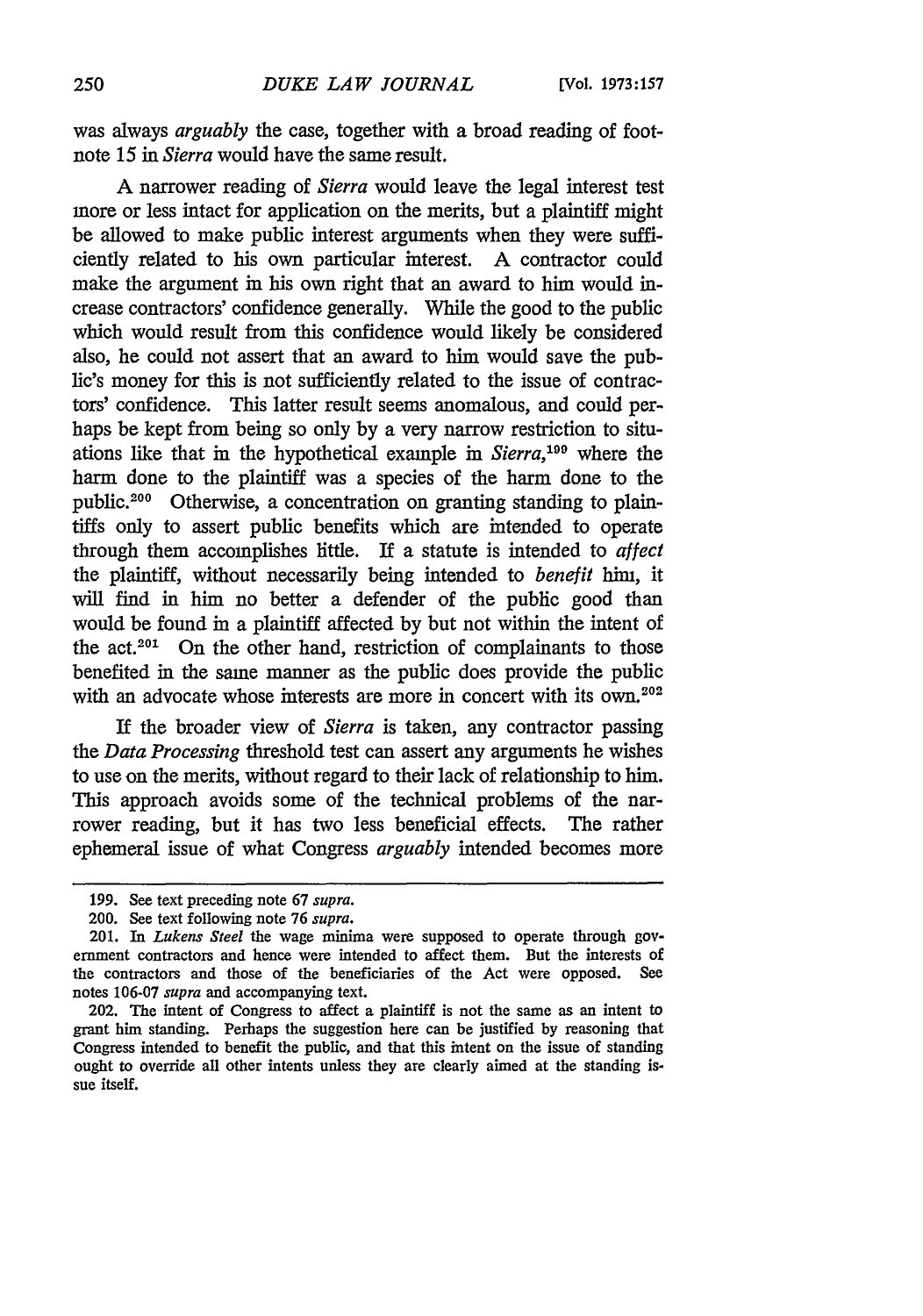was always *arguably* the case, together with a broad reading of footnote 15 in *Sierra* would have the same result.

A narrower reading of *Sierra* would leave the legal interest test more or less intact for application on the merits, but a plaintiff might be allowed to make public interest arguments when they were sufficiently related to his own particular interest. A contractor could make the argument in his own right that an award to him would increase contractors' confidence generally. While the good to the public which would result from this confidence would likely be considered also, he could not assert that an award to him would save the public's money for this is not sufficiently related to the issue of contractors' confidence. This latter result seems anomalous, and could perhaps be kept from being so only by a very narrow restriction to situations like that in the hypothetical example in *Sierra*,[199] where the harm done to the plaintiff was a species of the harm done to the public.[200] Otherwise, a concentration on granting standing to plaintiffs only to assert public benefits which are intended to operate through them accomplishes little. If a statute is intended to *affect* the plaintiff, without necessarily being intended to *benefit* him, it will find in him no better a defender of the public good than would be found in a plaintiff affected by but not within the intent of the act.[201] On the other hand, restriction of complainants to those benefited in the same manner as the public does provide the public with an advocate whose interests are more in concert with its own.[202]

If the broader view of *Sierra* is taken, any contractor passing the *Data Processing* threshold test can assert any arguments he wishes to use on the merits, without regard to their lack of relationship to him. This approach avoids some of the technical problems of the narrower reading, but it has two less beneficial effects. The rather ephemeral issue of what Congress *arguably* intended becomes more

---

199. See text preceding note 67 *supra*.

200. See text following note 76 *supra*.

201. In *Lukens Steel* the wage minima were supposed to operate through government contractors and hence were intended to affect them. But the interests of the contractors and those of the beneficiaries of the Act were opposed. See notes 106-07 *supra* and accompanying text.

202. The intent of Congress to affect a plaintiff is not the same as an intent to grant him standing. Perhaps the suggestion here can be justified by reasoning that Congress intended to benefit the public, and that this intent on the issue of standing ought to override all other intents unless they are clearly aimed at the standing issue itself.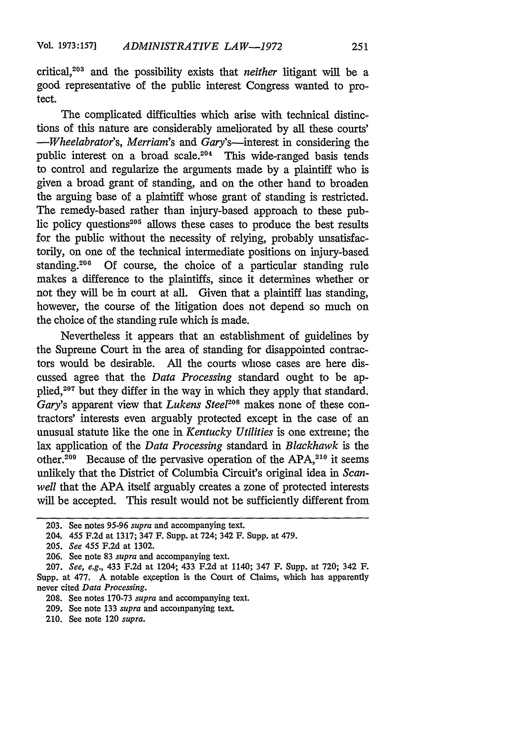critical,[203] and the possibility exists that *neither* litigant will be a good representative of the public interest Congress wanted to protect.

The complicated difficulties which arise with technical distinctions of this nature are considerably ameliorated by all these courts' —*Wheelabrator's*, *Merriam's* and *Gary's*—interest in considering the public interest on a broad scale.[204] This wide-ranged basis tends to control and regularize the arguments made by a plaintiff who is given a broad grant of standing, and on the other hand to broaden the arguing base of a plaintiff whose grant of standing is restricted. The remedy-based rather than injury-based approach to these public policy questions[205] allows these cases to produce the best results for the public without the necessity of relying, probably unsatisfactorily, on one of the technical intermediate positions on injury-based standing.[206] Of course, the choice of a particular standing rule makes a difference to the plaintiffs, since it determines whether or not they will be in court at all. Given that a plaintiff has standing, however, the course of the litigation does not depend so much on the choice of the standing rule which is made.

Nevertheless it appears that an establishment of guidelines by the Supreme Court in the area of standing for disappointed contractors would be desirable. All the courts whose cases are here discussed agree that the *Data Processing* standard ought to be applied,[207] but they differ in the way in which they apply that standard. *Gary's* apparent view that *Lukens Steel*[208] makes none of these contractors' interests even arguably protected except in the case of an unusual statute like the one in *Kentucky Utilities* is one extreme; the lax application of the *Data Processing* standard in *Blackhawk* is the other.[209] Because of the pervasive operation of the APA,[210] it seems unlikely that the District of Columbia Circuit's original idea in *Scanwell* that the APA itself arguably creates a zone of protected interests will be accepted. This result would not be sufficiently different from

---

203. See notes 95-96 *supra* and accompanying text.

204. 455 F.2d at 1317; 347 F. Supp. at 724; 342 F. Supp. at 479.

205. *See* 455 F.2d at 1302.

206. See note 83 *supra* and accompanying text.

207. *See, e.g.*, 433 F.2d at 1204; 433 F.2d at 1140; 347 F. Supp. at 720; 342 F. Supp. at 477. A notable exception is the Court of Claims, which has apparently never cited *Data Processing*.

208. See notes 170-73 *supra* and accompanying text.

209. See note 133 *supra* and accompanying text.

210. See note 120 *supra*.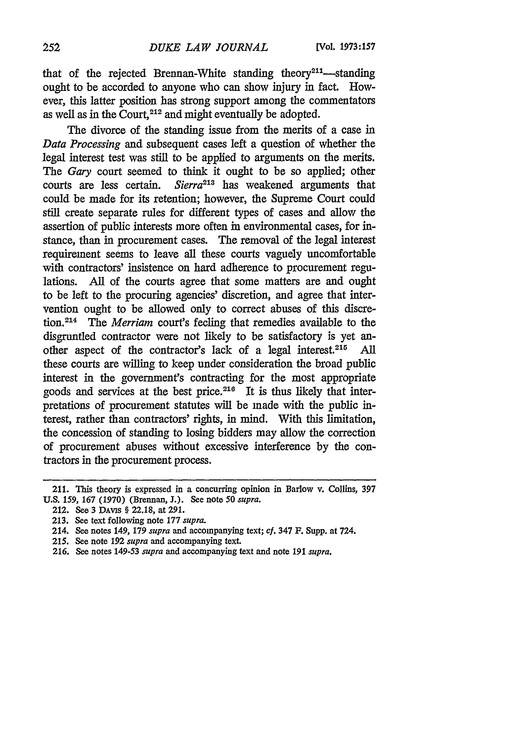that of the rejected Brennan-White standing theory[211]—standing ought to be accorded to anyone who can show injury in fact. However, this latter position has strong support among the commentators as well as in the Court,[212] and might eventually be adopted.

The divorce of the standing issue from the merits of a case in *Data Processing* and subsequent cases left a question of whether the legal interest test was still to be applied to arguments on the merits. The *Gary* court seemed to think it ought to be so applied; other courts are less certain. *Sierra*[213] has weakened arguments that could be made for its retention; however, the Supreme Court could still create separate rules for different types of cases and allow the assertion of public interests more often in environmental cases, for instance, than in procurement cases. The removal of the legal interest requirement seems to leave all these courts vaguely uncomfortable with contractors' insistence on hard adherence to procurement regulations. All of the courts agree that some matters are and ought to be left to the procuring agencies' discretion, and agree that intervention ought to be allowed only to correct abuses of this discretion.[214] The *Merriam* court's feeling that remedies available to the disgruntled contractor were not likely to be satisfactory is yet another aspect of the contractor's lack of a legal interest.[215] All these courts are willing to keep under consideration the broad public interest in the government's contracting for the most appropriate goods and services at the best price.[216] It is thus likely that interpretations of procurement statutes will be made with the public interest, rather than contractors' rights, in mind. With this limitation, the concession of standing to losing bidders may allow the correction of procurement abuses without excessive interference by the contractors in the procurement process.

---

211. This theory is expressed in a concurring opinion in Barlow v. Collins, 397 U.S. 159, 167 (1970) (Brennan, J.). See note 50 *supra*.

212. See 3 DAVIS § 22.18, at 291.

213. See text following note 177 *supra*.

214. See notes 149, 179 *supra* and accompanying text; *cf.* 347 F. Supp. at 724.

215. See note 192 *supra* and accompanying text.

216. See notes 149-53 *supra* and accompanying text and note 191 *supra*.